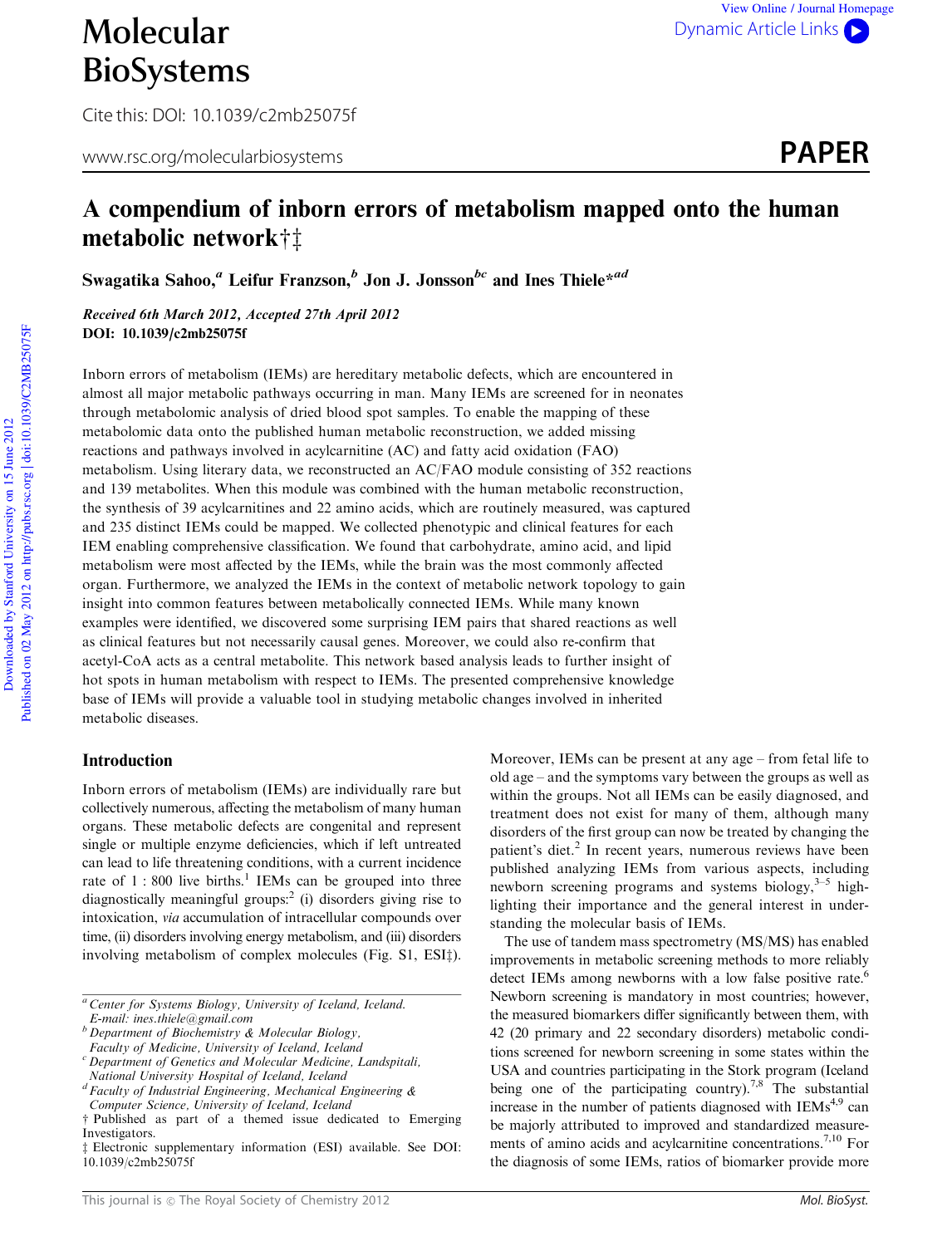# Molecular BioSystems

Cite this: DOI: 10.1039/c2mb25075f

www.rsc.org/molecularbiosystems

**PAPER**

# A compendium of inborn errors of metabolism mapped onto the human metabolic network†‡

**Swagatika Sahoo,[a] Leifur Franzson,[b] Jon J. Jonsson[bc] and Ines Thiele*[ad]**

***Received 6th March 2012, Accepted 27th April 2012***
**DOI: 10.1039/c2mb25075f**

Inborn errors of metabolism (IEMs) are hereditary metabolic defects, which are encountered in almost all major metabolic pathways occurring in man. Many IEMs are screened for in neonates through metabolomic analysis of dried blood spot samples. To enable the mapping of these metabolomic data onto the published human metabolic reconstruction, we added missing reactions and pathways involved in acylcarnitine (AC) and fatty acid oxidation (FAO) metabolism. Using literary data, we reconstructed an AC/FAO module consisting of 352 reactions and 139 metabolites. When this module was combined with the human metabolic reconstruction, the synthesis of 39 acylcarnitines and 22 amino acids, which are routinely measured, was captured and 235 distinct IEMs could be mapped. We collected phenotypic and clinical features for each IEM enabling comprehensive classification. We found that carbohydrate, amino acid, and lipid metabolism were most affected by the IEMs, while the brain was the most commonly affected organ. Furthermore, we analyzed the IEMs in the context of metabolic network topology to gain insight into common features between metabolically connected IEMs. While many known examples were identified, we discovered some surprising IEM pairs that shared reactions as well as clinical features but not necessarily causal genes. Moreover, we could also re-confirm that acetyl-CoA acts as a central metabolite. This network based analysis leads to further insight of hot spots in human metabolism with respect to IEMs. The presented comprehensive knowledge base of IEMs will provide a valuable tool in studying metabolic changes involved in inherited metabolic diseases.

## Introduction

Inborn errors of metabolism (IEMs) are individually rare but collectively numerous, affecting the metabolism of many human organs. These metabolic defects are congenital and represent single or multiple enzyme deficiencies, which if left untreated can lead to life threatening conditions, with a current incidence rate of 1 : 800 live births.[1] IEMs can be grouped into three diagnostically meaningful groups:[2] (i) disorders giving rise to intoxication, *via* accumulation of intracellular compounds over time, (ii) disorders involving energy metabolism, and (iii) disorders involving metabolism of complex molecules (Fig. S1, ESI‡). Moreover, IEMs can be present at any age – from fetal life to old age – and the symptoms vary between the groups as well as within the groups. Not all IEMs can be easily diagnosed, and treatment does not exist for many of them, although many disorders of the first group can now be treated by changing the patient's diet.[2] In recent years, numerous reviews have been published analyzing IEMs from various aspects, including newborn screening programs and systems biology,[3–5] highlighting their importance and the general interest in understanding the molecular basis of IEMs.

The use of tandem mass spectrometry (MS/MS) has enabled improvements in metabolic screening methods to more reliably detect IEMs among newborns with a low false positive rate.[6] Newborn screening is mandatory in most countries; however, the measured biomarkers differ significantly between them, with 42 (20 primary and 22 secondary disorders) metabolic conditions screened for newborn screening in some states within the USA and countries participating in the Stork program (Iceland being one of the participating country).[7,8] The substantial increase in the number of patients diagnosed with IEMs[4,9] can be majorly attributed to improved and standardized measurements of amino acids and acylcarnitine concentrations.[7,10] For the diagnosis of some IEMs, ratios of biomarker provide more

---

[a] Center for Systems Biology, University of Iceland, Iceland. E-mail: ines.thiele@gmail.com
[b] Department of Biochemistry & Molecular Biology, Faculty of Medicine, University of Iceland, Iceland
[c] Department of Genetics and Molecular Medicine, Landspitali, National University Hospital of Iceland, Iceland
[d] Faculty of Industrial Engineering, Mechanical Engineering & Computer Science, University of Iceland, Iceland
† Published as part of a themed issue dedicated to Emerging Investigators.
‡ Electronic supplementary information (ESI) available. See DOI: 10.1039/c2mb25075f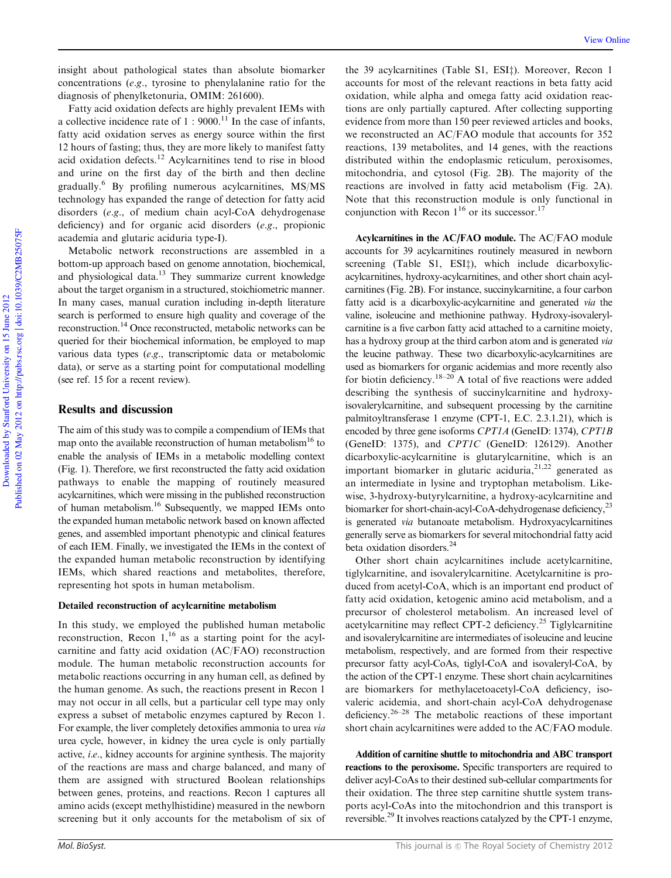insight about pathological states than absolute biomarker concentrations (*e.g.*, tyrosine to phenylalanine ratio for the diagnosis of phenylketonuria, OMIM: 261600).

Fatty acid oxidation defects are highly prevalent IEMs with a collective incidence rate of 1 : 9000.[11] In the case of infants, fatty acid oxidation serves as energy source within the first 12 hours of fasting; thus, they are more likely to manifest fatty acid oxidation defects.[12] Acylcarnitines tend to rise in blood and urine on the first day of the birth and then decline gradually.[6] By profiling numerous acylcarnitines, MS/MS technology has expanded the range of detection for fatty acid disorders (*e.g.*, of medium chain acyl-CoA dehydrogenase deficiency) and for organic acid disorders (*e.g.*, propionic academia and glutaric aciduria type-I).

Metabolic network reconstructions are assembled in a bottom-up approach based on genome annotation, biochemical, and physiological data.[13] They summarize current knowledge about the target organism in a structured, stoichiometric manner. In many cases, manual curation including in-depth literature search is performed to ensure high quality and coverage of the reconstruction.[14] Once reconstructed, metabolic networks can be queried for their biochemical information, be employed to map various data types (*e.g.*, transcriptomic data or metabolomic data), or serve as a starting point for computational modelling (see ref. 15 for a recent review).

## Results and discussion

The aim of this study was to compile a compendium of IEMs that map onto the available reconstruction of human metabolism[16] to enable the analysis of IEMs in a metabolic modelling context (Fig. 1). Therefore, we first reconstructed the fatty acid oxidation pathways to enable the mapping of routinely measured acylcarnitines, which were missing in the published reconstruction of human metabolism.[16] Subsequently, we mapped IEMs onto the expanded human metabolic network based on known affected genes, and assembled important phenotypic and clinical features of each IEM. Finally, we investigated the IEMs in the context of the expanded human metabolic reconstruction by identifying IEMs, which shared reactions and metabolites, therefore, representing hot spots in human metabolism.

### Detailed reconstruction of acylcarnitine metabolism

In this study, we employed the published human metabolic reconstruction, Recon 1,[16] as a starting point for the acylcarnitine and fatty acid oxidation (AC/FAO) reconstruction module. The human metabolic reconstruction accounts for metabolic reactions occurring in any human cell, as defined by the human genome. As such, the reactions present in Recon 1 may not occur in all cells, but a particular cell type may only express a subset of metabolic enzymes captured by Recon 1. For example, the liver completely detoxifies ammonia to urea *via* urea cycle, however, in kidney the urea cycle is only partially active, *i.e.*, kidney accounts for arginine synthesis. The majority of the reactions are mass and charge balanced, and many of them are assigned with structured Boolean relationships between genes, proteins, and reactions. Recon 1 captures all amino acids (except methylhistidine) measured in the newborn screening but it only accounts for the metabolism of six of the 39 acylcarnitines (Table S1, ESI‡). Moreover, Recon 1 accounts for most of the relevant reactions in beta fatty acid oxidation, while alpha and omega fatty acid oxidation reactions are only partially captured. After collecting supporting evidence from more than 150 peer reviewed articles and books, we reconstructed an AC/FAO module that accounts for 352 reactions, 139 metabolites, and 14 genes, with the reactions distributed within the endoplasmic reticulum, peroxisomes, mitochondria, and cytosol (Fig. 2B). The majority of the reactions are involved in fatty acid metabolism (Fig. 2A). Note that this reconstruction module is only functional in conjunction with Recon 1[16] or its successor.[17]

**Acylcarnitines in the AC/FAO module.** The AC/FAO module accounts for 39 acylcarnitines routinely measured in newborn screening (Table S1, ESI‡), which include dicarboxylic-acylcarnitines, hydroxy-acylcarnitines, and other short chain acylcarnitines (Fig. 2B). For instance, succinylcarnitine, a four carbon fatty acid is a dicarboxylic-acylcarnitine and generated *via* the valine, isoleucine and methionine pathway. Hydroxy-isovalerylcarnitine is a five carbon fatty acid attached to a carnitine moiety, has a hydroxy group at the third carbon atom and is generated *via* the leucine pathway. These two dicarboxylic-acylcarnitines are used as biomarkers for organic acidemias and more recently also for biotin deficiency.[18–20] A total of five reactions were added describing the synthesis of succinylcarnitine and hydroxy-isovalerylcarnitine, and subsequent processing by the carnitine palmitoyltransferase 1 enzyme (CPT-1, E.C. 2.3.1.21), which is encoded by three gene isoforms *CPT1A* (GeneID: 1374), *CPT1B* (GeneID: 1375), and *CPT1C* (GeneID: 126129). Another dicarboxylic-acylcarnitine is glutarylcarnitine, which is an important biomarker in glutaric aciduria,[21,22] generated as an intermediate in lysine and tryptophan metabolism. Likewise, 3-hydroxy-butyrylcarnitine, a hydroxy-acylcarnitine and biomarker for short-chain-acyl-CoA-dehydrogenase deficiency,[23] is generated *via* butanoate metabolism. Hydroxyacylcarnitines generally serve as biomarkers for several mitochondrial fatty acid beta oxidation disorders.[24]

Other short chain acylcarnitines include acetylcarnitine, tiglylcarnitine, and isovalerylcarnitine. Acetylcarnitine is produced from acetyl-CoA, which is an important end product of fatty acid oxidation, ketogenic amino acid metabolism, and a precursor of cholesterol metabolism. An increased level of acetylcarnitine may reflect CPT-2 deficiency.[25] Tiglylcarnitine and isovalerylcarnitine are intermediates of isoleucine and leucine metabolism, respectively, and are formed from their respective precursor fatty acyl-CoAs, tiglyl-CoA and isovaleryl-CoA, by the action of the CPT-1 enzyme. These short chain acylcarnitines are biomarkers for methylacetoacetyl-CoA deficiency, isovaleric acidemia, and short-chain acyl-CoA dehydrogenase deficiency.[26–28] The metabolic reactions of these important short chain acylcarnitines were added to the AC/FAO module.

**Addition of carnitine shuttle to mitochondria and ABC transport reactions to the peroxisome.** Specific transporters are required to deliver acyl-CoAs to their destined sub-cellular compartments for their oxidation. The three step carnitine shuttle system transports acyl-CoAs into the mitochondrion and this transport is reversible.[29] It involves reactions catalyzed by the CPT-1 enzyme,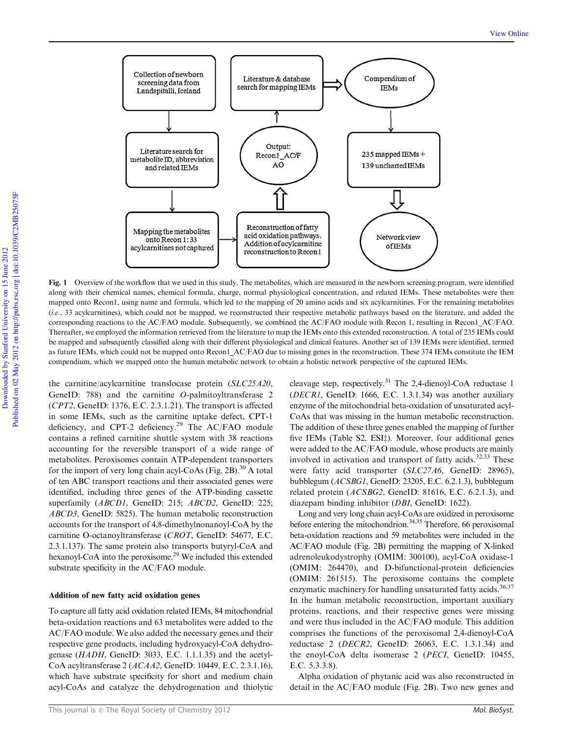Fig. 1 Overview of the workflow that we used in this study. The metabolites, which are measured in the newborn screening program, were identified along with their chemical names, chemical formula, charge, normal physiological concentration, and related IEMs. These metabolites were then mapped onto Recon1, using name and formula, which led to the mapping of 20 amino acids and six acylcarnitines. For the remaining metabolites (*i.e.*, 33 acylcarnitines), which could not be mapped, we reconstructed their respective metabolic pathways based on the literature, and added the corresponding reactions to the AC/FAO module. Subsequently, we combined the AC/FAO module with Recon 1, resulting in Recon1_AC/FAO. Thereafter, we employed the information retrieved from the literature to map the IEMs onto this extended reconstruction. A total of 235 IEMs could be mapped and subsequently classified along with their different physiological and clinical features. Another set of 139 IEMs were identified, termed as future IEMs, which could not be mapped onto Recon1_AC/FAO due to missing genes in the reconstruction. These 374 IEMs constitute the IEM compendium, which we mapped onto the human metabolic network to obtain a holistic network perspective of the captured IEMs.

the carnitine/acylcarnitine translocase protein (*SLC25A20*, GeneID: 788) and the carnitine *O*-palmitoyltransferase 2 (*CPT2*, GeneID: 1376, E.C. 2.3.1.21). The transport is affected in some IEMs, such as the carnitine uptake defect, CPT-1 deficiency, and CPT-2 deficiency.[29] The AC/FAO module contains a refined carnitine shuttle system with 38 reactions accounting for the reversible transport of a wide range of metabolites. Peroxisomes contain ATP-dependent transporters for the import of very long chain acyl-CoAs (Fig. 2B).[30] A total of ten ABC transport reactions and their associated genes were identified, including three genes of the ATP-binding cassette superfamily (*ABCD1*, GeneID: 215; *ABCD2*, GeneID: 225; *ABCD3*, GeneID: 5825). The human metabolic reconstruction accounts for the transport of 4,8-dimethylnonanoyl-CoA by the carnitine O-octanoyltransferase (*CROT*, GeneID: 54677, E.C. 2.3.1.137). The same protein also transports butyryl-CoA and hexanoyl-CoA into the peroxisome.[29] We included this extended substrate specificity in the AC/FAO module.

### Addition of new fatty acid oxidation genes

To capture all fatty acid oxidation related IEMs, 84 mitochondrial beta-oxidation reactions and 63 metabolites were added to the AC/FAO module. We also added the necessary genes and their respective gene products, including hydroxyacyl-CoA dehydrogenase (*HADH*, GeneID: 3033, E.C. 1.1.1.35) and the acetyl-CoA acyltransferase 2 (*ACAA2*, GeneID: 10449, E.C. 2.3.1.16), which have substrate specificity for short and medium chain acyl-CoAs and catalyze the dehydrogenation and thiolytic cleavage step, respectively.[31] The 2,4-dienoyl-CoA reductase 1 (*DECR1*, GeneID: 1666, E.C. 1.3.1.34) was another auxiliary enzyme of the mitochondrial beta-oxidation of unsaturated acyl-CoAs that was missing in the human metabolic reconstruction. The addition of these three genes enabled the mapping of further five IEMs (Table S2, ESI‡). Moreover, four additional genes were added to the AC/FAO module, whose products are mainly involved in activation and transport of fatty acids.[32,33] These were fatty acid transporter (*SLC27A6*, GeneID: 28965), bubblegum (*ACSBG1*, GeneID: 23205, E.C. 6.2.1.3), bubblegum related protein (*ACSBG2*, GeneID: 81616, E.C. 6.2.1.3), and diazepam binding inhibitor (*DBI*, GeneID: 1622).

Long and very long chain acyl-CoAs are oxidized in peroxisome before entering the mitochondrion.[34,35] Therefore, 66 peroxisomal beta-oxidation reactions and 59 metabolites were included in the AC/FAO module (Fig. 2B) permitting the mapping of X-linked adrenoleukodystrophy (OMIM: 300100), acyl-CoA oxidase-1 (OMIM: 264470), and D-bifunctional-protein deficiencies (OMIM: 261515). The peroxisome contains the complete enzymatic machinery for handling unsaturated fatty acids.[36,37] In the human metabolic reconstruction, important auxiliary proteins, reactions, and their respective genes were missing and were thus included in the AC/FAO module. This addition comprises the functions of the peroxisomal 2,4-dienoyl-CoA reductase 2 (*DECR2*, GeneID: 26063, E.C. 1.3.1.34) and the enoyl-CoA delta isomerase 2 (*PECI*, GeneID: 10455, E.C. 5.3.3.8).

Alpha oxidation of phytanic acid was also reconstructed in detail in the AC/FAO module (Fig. 2B). Two new genes and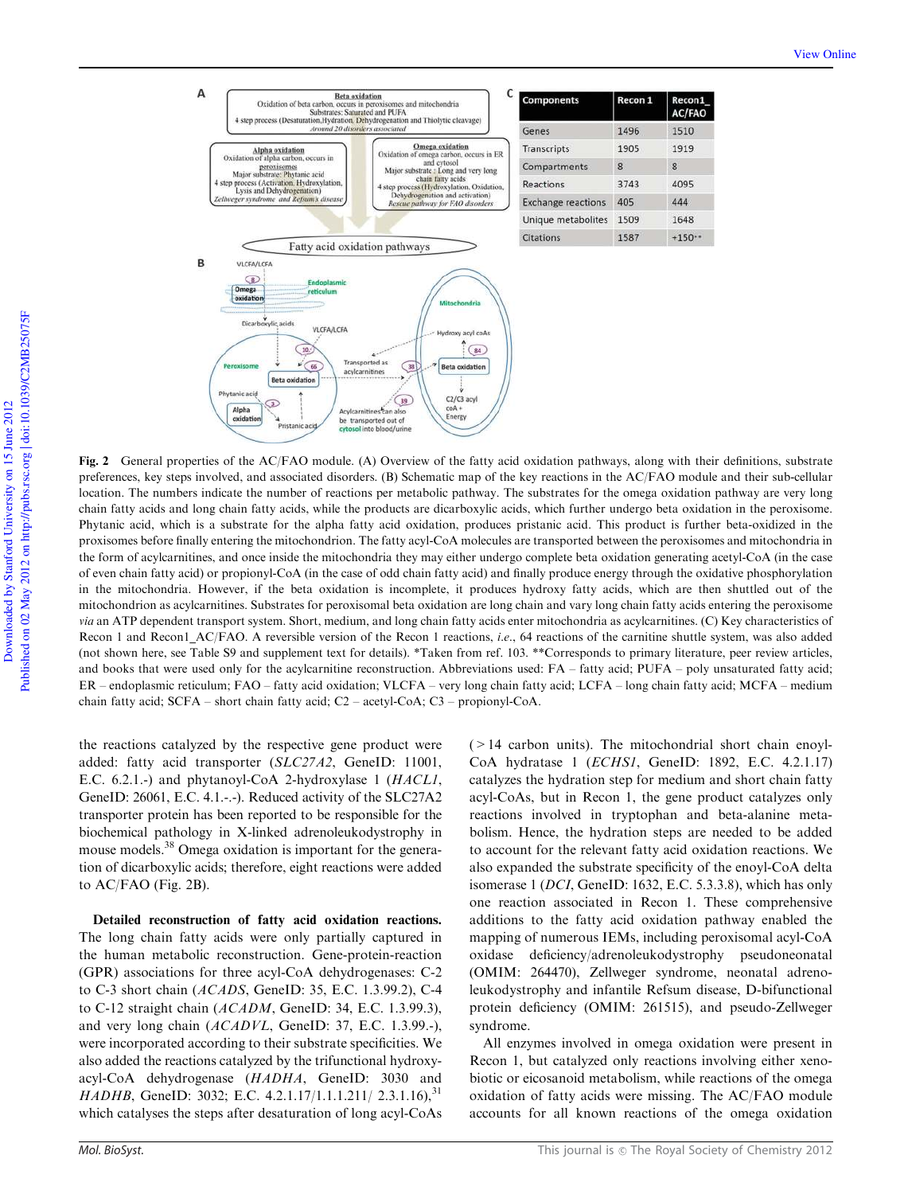A

**Beta oxidation**
Oxidation of beta carbon, occurs in peroxisomes and mitochondria
Substrates: Saturated and PUFA
4 step process (Desaturation, Hydration, Dehydrogenation and Thiolytic cleavage)
*Around 20 disorders associated*

**Alpha oxidation**
Oxidation of alpha carbon, occurs in peroxisomes
Major substrate: Phytanic acid
4 step process (Activation, Hydroxylation, Lysis and Dehydrogenation)
*Zellweger syndrome and Refsum's disease*

**Omega oxidation**
Oxidation of omega carbon, occurs in ER and cytosol
Major substrate : Long and very long chain fatty acids
4 step process (Hydroxylation, Oxidation, Dehydrogenation and activation)
*Rescue pathway for FAO disorders*

Fatty acid oxidation pathways

B

VLCFA/LCFA
8
Omega oxidation
Endoplasmic reticulum
Dicarboxylic acids
VLCFA/LCFA
10
Peroxisome
66
Beta oxidation
Phytanic acid
3
Alpha oxidation
Pristanic acid
Transported as acylcarnitines
38
39
Acylcarnitines can also be transported out of cytosol into blood/urine
Mitochondria
Hydroxy acyl coAs
84
Beta oxidation
C2/C3 acyl coA + Energy

C

| Components | Recon 1 | Recon1_AC/FAO |
|---|---|---|
| Genes | 1496 | 1510 |
| Transcripts | 1905 | 1919 |
| Compartments | 8 | 8 |
| Reactions | 3743 | 4095 |
| Exchange reactions | 405 | 444 |
| Unique metabolites | 1509 | 1648 |
| Citations | 1587 | +150** |

**Fig. 2** General properties of the AC/FAO module. (A) Overview of the fatty acid oxidation pathways, along with their definitions, substrate preferences, key steps involved, and associated disorders. (B) Schematic map of the key reactions in the AC/FAO module and their sub-cellular location. The numbers indicate the number of reactions per metabolic pathway. The substrates for the omega oxidation pathway are very long chain fatty acids and long chain fatty acids, while the products are dicarboxylic acids, which further undergo beta oxidation in the peroxisome. Phytanic acid, which is a substrate for the alpha fatty acid oxidation, produces pristanic acid. This product is further beta-oxidized in the proxisomes before finally entering the mitochondrion. The fatty acyl-CoA molecules are transported between the peroxisomes and mitochondria in the form of acylcarnitines, and once inside the mitochondria they may either undergo complete beta oxidation generating acetyl-CoA (in the case of even chain fatty acid) or propionyl-CoA (in the case of odd chain fatty acid) and finally produce energy through the oxidative phosphorylation in the mitochondria. However, if the beta oxidation is incomplete, it produces hydroxy fatty acids, which are then shuttled out of the mitochondrion as acylcarnitines. Substrates for peroxisomal beta oxidation are long chain and vary long chain fatty acids entering the peroxisome *via* an ATP dependent transport system. Short, medium, and long chain fatty acids enter mitochondria as acylcarnitines. (C) Key characteristics of Recon 1 and Recon1_AC/FAO. A reversible version of the Recon 1 reactions, *i.e.*, 64 reactions of the carnitine shuttle system, was also added (not shown here, see Table S9 and supplement text for details). *Taken from ref. 103. **Corresponds to primary literature, peer review articles, and books that were used only for the acylcarnitine reconstruction. Abbreviations used: FA – fatty acid; PUFA – poly unsaturated fatty acid; ER – endoplasmic reticulum; FAO – fatty acid oxidation; VLCFA – very long chain fatty acid; LCFA – long chain fatty acid; MCFA – medium chain fatty acid; SCFA – short chain fatty acid; C2 – acetyl-CoA; C3 – propionyl-CoA.

the reactions catalyzed by the respective gene product were added: fatty acid transporter (*SLC27A2*, GeneID: 11001, E.C. 6.2.1.-) and phytanoyl-CoA 2-hydroxylase 1 (*HACL1*, GeneID: 26061, E.C. 4.1.-.-). Reduced activity of the SLC27A2 transporter protein has been reported to be responsible for the biochemical pathology in X-linked adrenoleukodystrophy in mouse models.[38] Omega oxidation is important for the generation of dicarboxylic acids; therefore, eight reactions were added to AC/FAO (Fig. 2B).

**Detailed reconstruction of fatty acid oxidation reactions.** The long chain fatty acids were only partially captured in the human metabolic reconstruction. Gene-protein-reaction (GPR) associations for three acyl-CoA dehydrogenases: C-2 to C-3 short chain (*ACADS*, GeneID: 35, E.C. 1.3.99.2), C-4 to C-12 straight chain (*ACADM*, GeneID: 34, E.C. 1.3.99.3), and very long chain (*ACADVL*, GeneID: 37, E.C. 1.3.99.-), were incorporated according to their substrate specificities. We also added the reactions catalyzed by the trifunctional hydroxyacyl-CoA dehydrogenase (*HADHA*, GeneID: 3030 and *HADHB*, GeneID: 3032; E.C. 4.2.1.17/1.1.1.211/ 2.3.1.16),[31] which catalyses the steps after desaturation of long acyl-CoAs (> 14 carbon units). The mitochondrial short chain enoyl-CoA hydratase 1 (*ECHS1*, GeneID: 1892, E.C. 4.2.1.17) catalyzes the hydration step for medium and short chain fatty acyl-CoAs, but in Recon 1, the gene product catalyzes only reactions involved in tryptophan and beta-alanine metabolism. Hence, the hydration steps are needed to be added to account for the relevant fatty acid oxidation reactions. We also expanded the substrate specificity of the enoyl-CoA delta isomerase 1 (*DCI*, GeneID: 1632, E.C. 5.3.3.8), which has only one reaction associated in Recon 1. These comprehensive additions to the fatty acid oxidation pathway enabled the mapping of numerous IEMs, including peroxisomal acyl-CoA oxidase deficiency/adrenoleukodystrophy pseudoneonatal (OMIM: 264470), Zellweger syndrome, neonatal adrenoleukodystrophy and infantile Refsum disease, D-bifunctional protein deficiency (OMIM: 261515), and pseudo-Zellweger syndrome.

All enzymes involved in omega oxidation were present in Recon 1, but catalyzed only reactions involving either xenobiotic or eicosanoid metabolism, while reactions of the omega oxidation of fatty acids were missing. The AC/FAO module accounts for all known reactions of the omega oxidation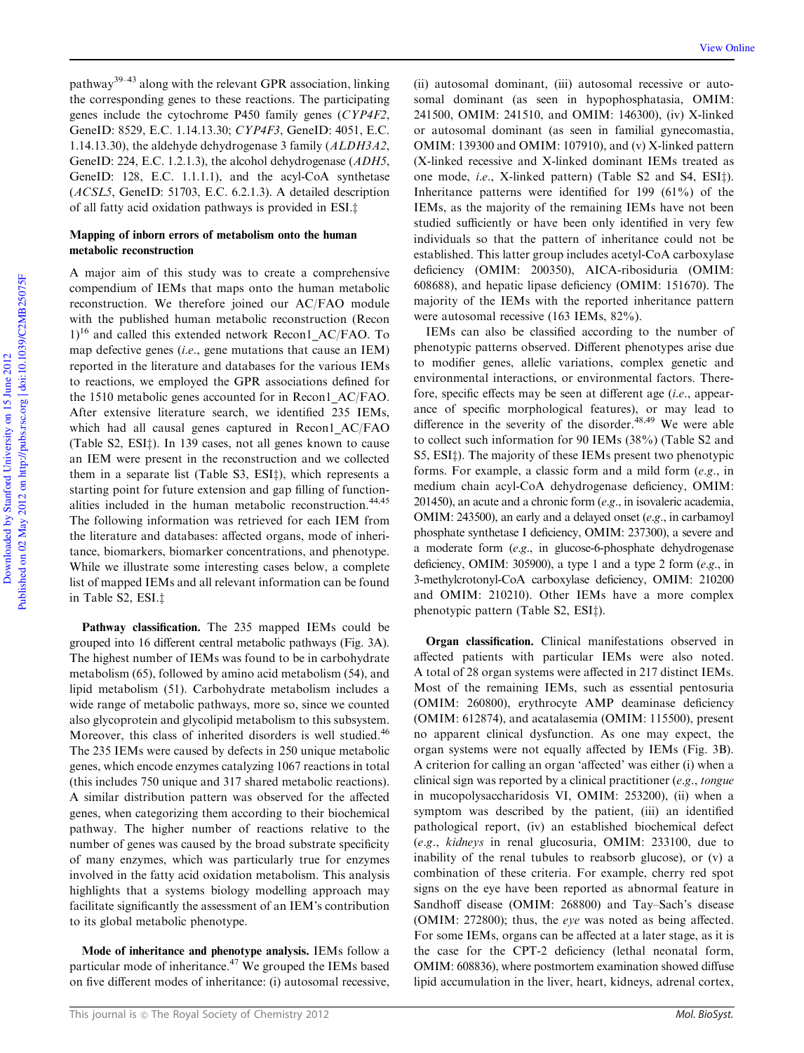pathway[39–43] along with the relevant GPR association, linking the corresponding genes to these reactions. The participating genes include the cytochrome P450 family genes (*CYP4F2*, GeneID: 8529, E.C. 1.14.13.30; *CYP4F3*, GeneID: 4051, E.C. 1.14.13.30), the aldehyde dehydrogenase 3 family (*ALDH3A2*, GeneID: 224, E.C. 1.2.1.3), the alcohol dehydrogenase (*ADH5*, GeneID: 128, E.C. 1.1.1.1), and the acyl-CoA synthetase (*ACSL5*, GeneID: 51703, E.C. 6.2.1.3). A detailed description of all fatty acid oxidation pathways is provided in ESI.‡

### Mapping of inborn errors of metabolism onto the human metabolic reconstruction

A major aim of this study was to create a comprehensive compendium of IEMs that maps onto the human metabolic reconstruction. We therefore joined our AC/FAO module with the published human metabolic reconstruction (Recon 1)[16] and called this extended network Recon1_AC/FAO. To map defective genes (*i.e.*, gene mutations that cause an IEM) reported in the literature and databases for the various IEMs to reactions, we employed the GPR associations defined for the 1510 metabolic genes accounted for in Recon1_AC/FAO. After extensive literature search, we identified 235 IEMs, which had all causal genes captured in Recon1_AC/FAO (Table S2, ESI‡). In 139 cases, not all genes known to cause an IEM were present in the reconstruction and we collected them in a separate list (Table S3, ESI‡), which represents a starting point for future extension and gap filling of functionalities included in the human metabolic reconstruction.[44,45] The following information was retrieved for each IEM from the literature and databases: affected organs, mode of inheritance, biomarkers, biomarker concentrations, and phenotype. While we illustrate some interesting cases below, a complete list of mapped IEMs and all relevant information can be found in Table S2, ESI.‡

**Pathway classification.** The 235 mapped IEMs could be grouped into 16 different central metabolic pathways (Fig. 3A). The highest number of IEMs was found to be in carbohydrate metabolism (65), followed by amino acid metabolism (54), and lipid metabolism (51). Carbohydrate metabolism includes a wide range of metabolic pathways, more so, since we counted also glycoprotein and glycolipid metabolism to this subsystem. Moreover, this class of inherited disorders is well studied.[46] The 235 IEMs were caused by defects in 250 unique metabolic genes, which encode enzymes catalyzing 1067 reactions in total (this includes 750 unique and 317 shared metabolic reactions). A similar distribution pattern was observed for the affected genes, when categorizing them according to their biochemical pathway. The higher number of reactions relative to the number of genes was caused by the broad substrate specificity of many enzymes, which was particularly true for enzymes involved in the fatty acid oxidation metabolism. This analysis highlights that a systems biology modelling approach may facilitate significantly the assessment of an IEM's contribution to its global metabolic phenotype.

**Mode of inheritance and phenotype analysis.** IEMs follow a particular mode of inheritance.[47] We grouped the IEMs based on five different modes of inheritance: (i) autosomal recessive, (ii) autosomal dominant, (iii) autosomal recessive or autosomal dominant (as seen in hypophosphatasia, OMIM: 241500, OMIM: 241510, and OMIM: 146300), (iv) X-linked or autosomal dominant (as seen in familial gynecomastia, OMIM: 139300 and OMIM: 107910), and (v) X-linked pattern (X-linked recessive and X-linked dominant IEMs treated as one mode, *i.e.*, X-linked pattern) (Table S2 and S4, ESI‡). Inheritance patterns were identified for 199 (61%) of the IEMs, as the majority of the remaining IEMs have not been studied sufficiently or have been only identified in very few individuals so that the pattern of inheritance could not be established. This latter group includes acetyl-CoA carboxylase deficiency (OMIM: 200350), AICA-ribosiduria (OMIM: 608688), and hepatic lipase deficiency (OMIM: 151670). The majority of the IEMs with the reported inheritance pattern were autosomal recessive (163 IEMs, 82%).

IEMs can also be classified according to the number of phenotypic patterns observed. Different phenotypes arise due to modifier genes, allelic variations, complex genetic and environmental interactions, or environmental factors. Therefore, specific effects may be seen at different age (*i.e.*, appearance of specific morphological features), or may lead to difference in the severity of the disorder.[48,49] We were able to collect such information for 90 IEMs (38%) (Table S2 and S5, ESI‡). The majority of these IEMs present two phenotypic forms. For example, a classic form and a mild form (*e.g.*, in medium chain acyl-CoA dehydrogenase deficiency, OMIM: 201450), an acute and a chronic form (*e.g.*, in isovaleric academia, OMIM: 243500), an early and a delayed onset (*e.g.*, in carbamoyl phosphate synthetase I deficiency, OMIM: 237300), a severe and a moderate form (*e.g.*, in glucose-6-phosphate dehydrogenase deficiency, OMIM: 305900), a type 1 and a type 2 form (*e.g.*, in 3-methylcrotonyl-CoA carboxylase deficiency, OMIM: 210200 and OMIM: 210210). Other IEMs have a more complex phenotypic pattern (Table S2, ESI‡).

**Organ classification.** Clinical manifestations observed in affected patients with particular IEMs were also noted. A total of 28 organ systems were affected in 217 distinct IEMs. Most of the remaining IEMs, such as essential pentosuria (OMIM: 260800), erythrocyte AMP deaminase deficiency (OMIM: 612874), and acatalasemia (OMIM: 115500), present no apparent clinical dysfunction. As one may expect, the organ systems were not equally affected by IEMs (Fig. 3B). A criterion for calling an organ 'affected' was either (i) when a clinical sign was reported by a clinical practitioner (*e.g.*, *tongue* in mucopolysaccharidosis VI, OMIM: 253200), (ii) when a symptom was described by the patient, (iii) an identified pathological report, (iv) an established biochemical defect (*e.g.*, *kidneys* in renal glucosuria, OMIM: 233100, due to inability of the renal tubules to reabsorb glucose), or (v) a combination of these criteria. For example, cherry red spot signs on the eye have been reported as abnormal feature in Sandhoff disease (OMIM: 268800) and Tay–Sach's disease (OMIM: 272800); thus, the *eye* was noted as being affected. For some IEMs, organs can be affected at a later stage, as it is the case for the CPT-2 deficiency (lethal neonatal form, OMIM: 608836), where postmortem examination showed diffuse lipid accumulation in the liver, heart, kidneys, adrenal cortex,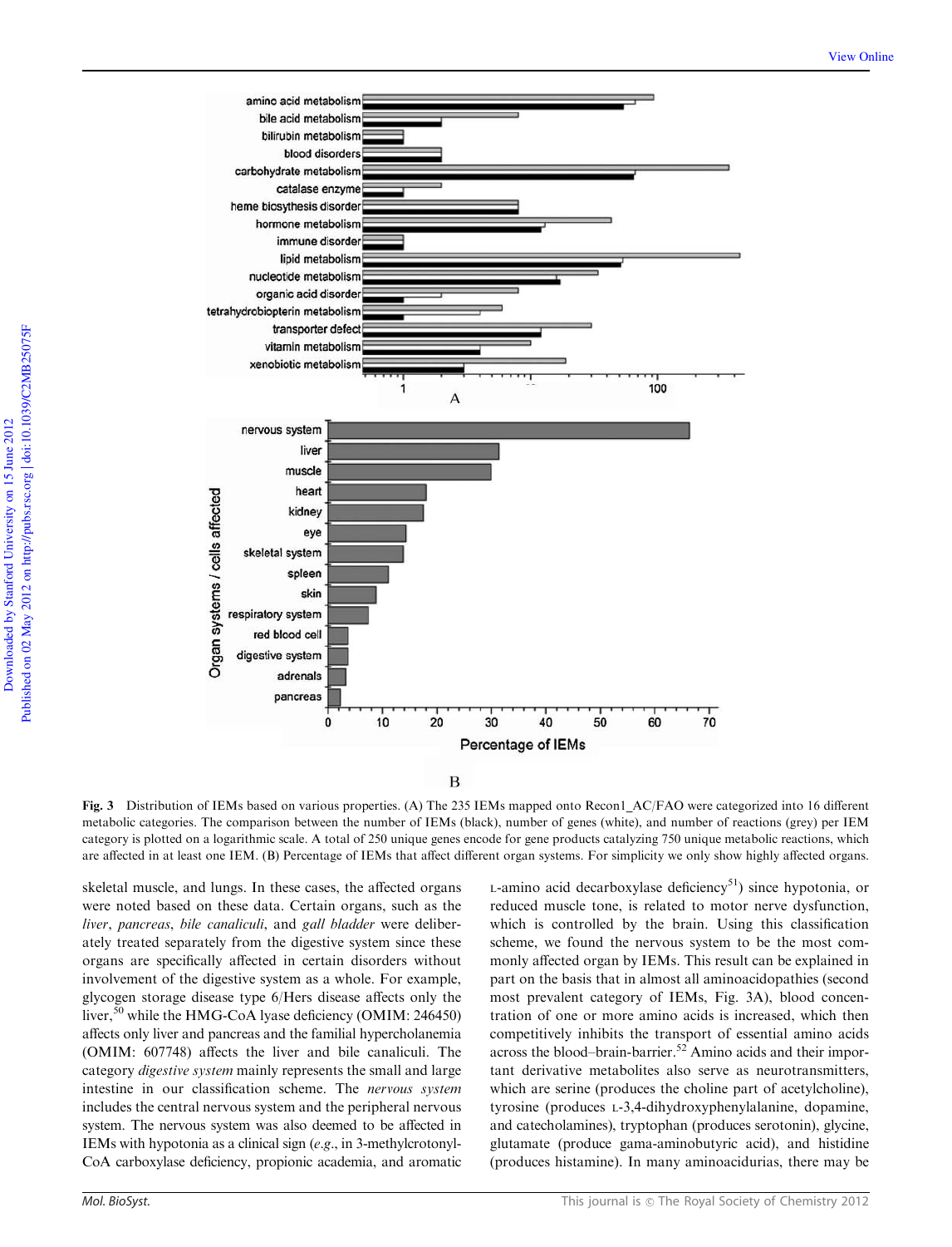**Fig. 3** Distribution of IEMs based on various properties. (A) The 235 IEMs mapped onto Recon1_AC/FAO were categorized into 16 different metabolic categories. The comparison between the number of IEMs (black), number of genes (white), and number of reactions (grey) per IEM category is plotted on a logarithmic scale. A total of 250 unique genes encode for gene products catalyzing 750 unique metabolic reactions, which are affected in at least one IEM. (B) Percentage of IEMs that affect different organ systems. For simplicity we only show highly affected organs.

skeletal muscle, and lungs. In these cases, the affected organs were noted based on these data. Certain organs, such as the *liver*, *pancreas*, *bile canaliculi*, and *gall bladder* were deliberately treated separately from the digestive system since these organs are specifically affected in certain disorders without involvement of the digestive system as a whole. For example, glycogen storage disease type 6/Hers disease affects only the liver,[50] while the HMG-CoA lyase deficiency (OMIM: 246450) affects only liver and pancreas and the familial hypercholanemia (OMIM: 607748) affects the liver and bile canaliculi. The category *digestive system* mainly represents the small and large intestine in our classification scheme. The *nervous system* includes the central nervous system and the peripheral nervous system. The nervous system was also deemed to be affected in IEMs with hypotonia as a clinical sign (*e.g.*, in 3-methylcrotonyl-CoA carboxylase deficiency, propionic academia, and aromatic L-amino acid decarboxylase deficiency[51]) since hypotonia, or reduced muscle tone, is related to motor nerve dysfunction, which is controlled by the brain. Using this classification scheme, we found the nervous system to be the most commonly affected organ by IEMs. This result can be explained in part on the basis that in almost all aminoacidopathies (second most prevalent category of IEMs, Fig. 3A), blood concentration of one or more amino acids is increased, which then competitively inhibits the transport of essential amino acids across the blood–brain-barrier.[52] Amino acids and their important derivative metabolites also serve as neurotransmitters, which are serine (produces the choline part of acetylcholine), tyrosine (produces L-3,4-dihydroxyphenylalanine, dopamine, and catecholamines), tryptophan (produces serotonin), glycine, glutamate (produce gama-aminobutyric acid), and histidine (produces histamine). In many aminoacidurias, there may be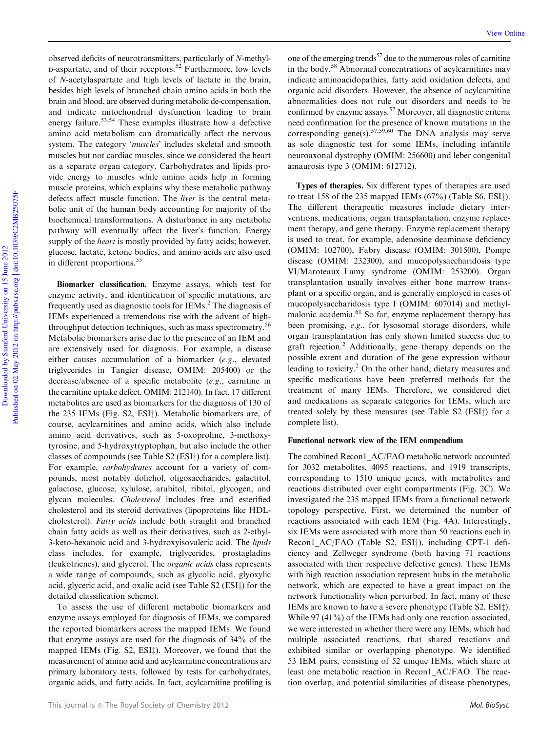observed deficits of neurotransmitters, particularly of *N*-methyl-D-aspartate, and of their receptors.[52] Furthermore, low levels of *N*-acetylaspartate and high levels of lactate in the brain, besides high levels of branched chain amino acids in both the brain and blood, are observed during metabolic de-compensation, and indicate mitochondrial dysfunction leading to brain energy failure.[53,54] These examples illustrate how a defective amino acid metabolism can dramatically affect the nervous system. The category '*muscles*' includes skeletal and smooth muscles but not cardiac muscles, since we considered the heart as a separate organ category. Carbohydrates and lipids provide energy to muscles while amino acids help in forming muscle proteins, which explains why these metabolic pathway defects affect muscle function. The *liver* is the central metabolic unit of the human body accounting for majority of the biochemical transformations. A disturbance in any metabolic pathway will eventually affect the liver's function. Energy supply of the *heart* is mostly provided by fatty acids; however, glucose, lactate, ketone bodies, and amino acids are also used in different proportions.[55]

**Biomarker classification.** Enzyme assays, which test for enzyme activity, and identification of specific mutations, are frequently used as diagnostic tools for IEMs.[2] The diagnosis of IEMs experienced a tremendous rise with the advent of high-throughput detection techniques, such as mass spectrometry.[56] Metabolic biomarkers arise due to the presence of an IEM and are extensively used for diagnosis. For example, a disease either causes accumulation of a biomarker (*e.g.*, elevated triglycerides in Tangier disease, OMIM: 205400) or the decrease/absence of a specific metabolite (*e.g.*, carnitine in the carnitine uptake defect, OMIM: 212140). In fact, 17 different metabolites are used as biomarkers for the diagnosis of 130 of the 235 IEMs (Fig. S2, ESI‡). Metabolic biomarkers are, of course, acylcarnitines and amino acids, which also include amino acid derivatives, such as 5-oxoproline, 3-methoxytyrosine, and 5-hydroxytryptophan, but also include the other classes of compounds (see Table S2 (ESI‡) for a complete list). For example, *carbohydrates* account for a variety of compounds, most notably dolichol, oligosaccharides, galactitol, galactose, glucose, xylulose, arabitol, ribitol, glycogen, and glycan molecules. *Cholesterol* includes free and esterified cholesterol and its steroid derivatives (lipoproteins like HDL-cholesterol). *Fatty acids* include both straight and branched chain fatty acids as well as their derivatives, such as 2-ethyl-3-keto-hexanoic acid and 3-hydroxyisovaleric acid. The *lipids* class includes, for example, triglycerides, prostagladins (leukotrienes), and glycerol. The *organic acids* class represents a wide range of compounds, such as glycolic acid, glyoxylic acid, glyceric acid, and oxalic acid (see Table S2 (ESI‡) for the detailed classification scheme).

To assess the use of different metabolic biomarkers and enzyme assays employed for diagnosis of IEMs, we compared the reported biomarkers across the mapped IEMs. We found that enzyme assays are used for the diagnosis of 34% of the mapped IEMs (Fig. S2, ESI‡). Moreover, we found that the measurement of amino acid and acylcarnitine concentrations are primary laboratory tests, followed by tests for carbohydrates, organic acids, and fatty acids. In fact, acylcarnitine profiling is one of the emerging trends[57] due to the numerous roles of carnitine in the body.[58] Abnormal concentrations of acylcarnitines may indicate aminoacidopathies, fatty acid oxidation defects, and organic acid disorders. However, the absence of acylcarnitine abnormalities does not rule out disorders and needs to be confirmed by enzyme assays.[57] Moreover, all diagnostic criteria need confirmation for the presence of known mutations in the corresponding gene(s).[57,59,60] The DNA analysis may serve as sole diagnostic test for some IEMs, including infantile neuroaxonal dystrophy (OMIM: 256600) and leber congenital amaurosis type 3 (OMIM: 612712).

**Types of therapies.** Six different types of therapies are used to treat 158 of the 235 mapped IEMs (67%) (Table S6, ESI‡). The different therapeutic measures include dietary interventions, medications, organ transplantation, enzyme replacement therapy, and gene therapy. Enzyme replacement therapy is used to treat, for example, adenosine deaminase deficiency (OMIM: 102700), Fabry disease (OMIM: 301500), Pompe disease (OMIM: 232300), and mucopolysaccharidosis type VI/Maroteaux–Lamy syndrome (OMIM: 253200). Organ transplantation usually involves either bone marrow transplant or a specific organ, and is generally employed in cases of mucopolysaccharidosis type I (OMIM: 607014) and methylmalonic academia.[61] So far, enzyme replacement therapy has been promising, *e.g.*, for lysosomal storage disorders, while organ transplantation has only shown limited success due to graft rejection.[2] Additionally, gene therapy depends on the possible extent and duration of the gene expression without leading to toxicity.[2] On the other hand, dietary measures and specific medications have been preferred methods for the treatment of many IEMs. Therefore, we considered diet and medications as separate categories for IEMs, which are treated solely by these measures (see Table S2 (ESI‡) for a complete list).

### Functional network view of the IEM compendium

The combined Recon1_AC/FAO metabolic network accounted for 3032 metabolites, 4095 reactions, and 1919 transcripts, corresponding to 1510 unique genes, with metabolites and reactions distributed over eight compartments (Fig. 2C). We investigated the 235 mapped IEMs from a functional network topology perspective. First, we determined the number of reactions associated with each IEM (Fig. 4A). Interestingly, six IEMs were associated with more than 50 reactions each in Recon1_AC/FAO (Table S2, ESI‡), including CPT-1 deficiency and Zellweger syndrome (both having 71 reactions associated with their respective defective genes). These IEMs with high reaction association represent hubs in the metabolic network, which are expected to have a great impact on the network functionality when perturbed. In fact, many of these IEMs are known to have a severe phenotype (Table S2, ESI‡). While 97 (41%) of the IEMs had only one reaction associated, we were interested in whether there were any IEMs, which had multiple associated reactions, that shared reactions and exhibited similar or overlapping phenotype. We identified 53 IEM pairs, consisting of 52 unique IEMs, which share at least one metabolic reaction in Recon1_AC/FAO. The reaction overlap, and potential similarities of disease phenotypes,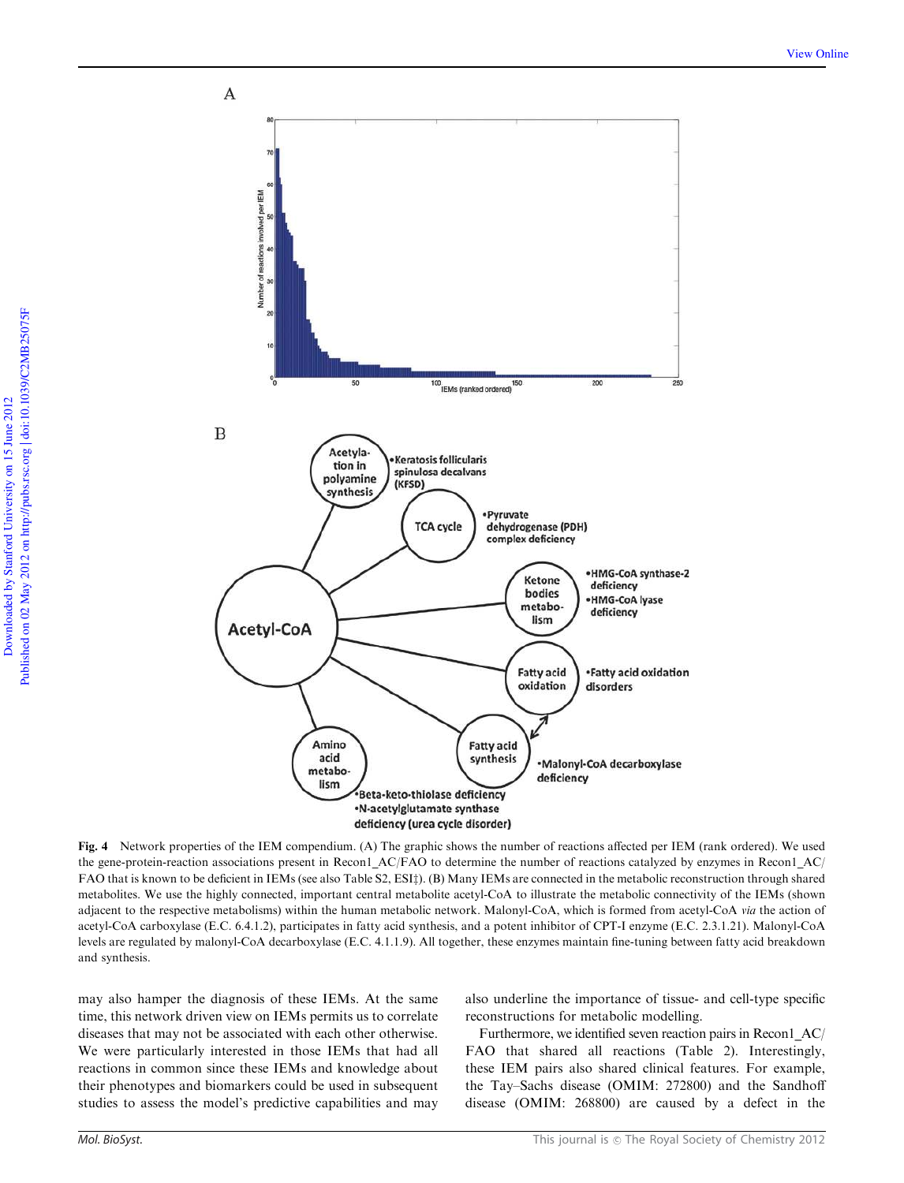**Fig. 4** Network properties of the IEM compendium. (A) The graphic shows the number of reactions affected per IEM (rank ordered). We used the gene-protein-reaction associations present in Recon1_AC/FAO to determine the number of reactions catalyzed by enzymes in Recon1_AC/FAO that is known to be deficient in IEMs (see also Table S2, ESI‡). (B) Many IEMs are connected in the metabolic reconstruction through shared metabolites. We use the highly connected, important central metabolite acetyl-CoA to illustrate the metabolic connectivity of the IEMs (shown adjacent to the respective metabolisms) within the human metabolic network. Malonyl-CoA, which is formed from acetyl-CoA *via* the action of acetyl-CoA carboxylase (E.C. 6.4.1.2), participates in fatty acid synthesis, and a potent inhibitor of CPT-I enzyme (E.C. 2.3.1.21). Malonyl-CoA levels are regulated by malonyl-CoA decarboxylase (E.C. 4.1.1.9). All together, these enzymes maintain fine-tuning between fatty acid breakdown and synthesis.

may also hamper the diagnosis of these IEMs. At the same time, this network driven view on IEMs permits us to correlate diseases that may not be associated with each other otherwise. We were particularly interested in those IEMs that had all reactions in common since these IEMs and knowledge about their phenotypes and biomarkers could be used in subsequent studies to assess the model's predictive capabilities and may also underline the importance of tissue- and cell-type specific reconstructions for metabolic modelling.

Furthermore, we identified seven reaction pairs in Recon1_AC/FAO that shared all reactions (Table 2). Interestingly, these IEM pairs also shared clinical features. For example, the Tay–Sachs disease (OMIM: 272800) and the Sandhoff disease (OMIM: 268800) are caused by a defect in the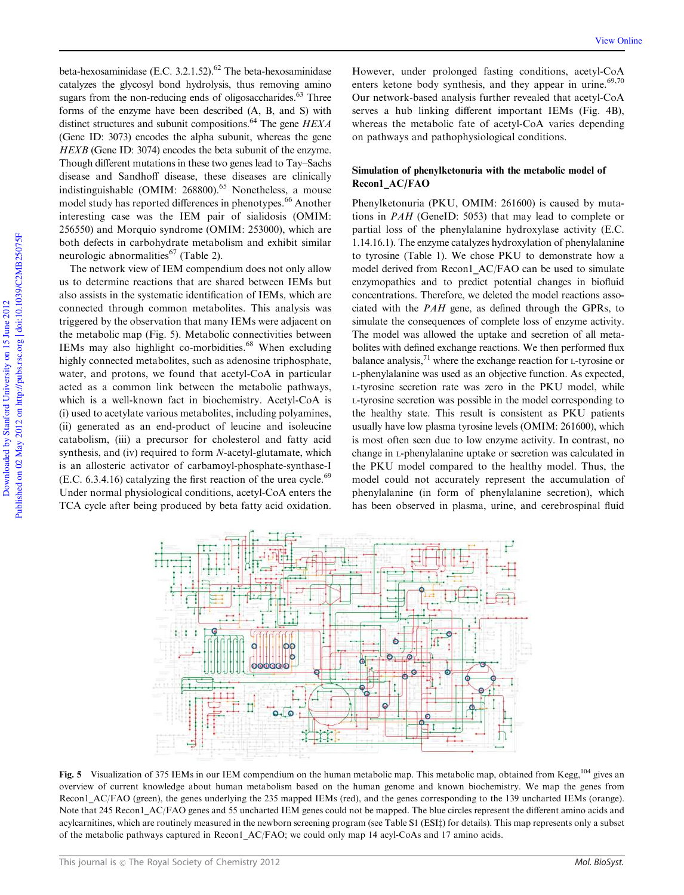beta-hexosaminidase (E.C. 3.2.1.52).[62] The beta-hexosaminidase catalyzes the glycosyl bond hydrolysis, thus removing amino sugars from the non-reducing ends of oligosaccharides.[63] Three forms of the enzyme have been described (A, B, and S) with distinct structures and subunit compositions.[64] The gene *HEXA* (Gene ID: 3073) encodes the alpha subunit, whereas the gene *HEXB* (Gene ID: 3074) encodes the beta subunit of the enzyme. Though different mutations in these two genes lead to Tay–Sachs disease and Sandhoff disease, these diseases are clinically indistinguishable (OMIM: 268800).[65] Nonetheless, a mouse model study has reported differences in phenotypes.[66] Another interesting case was the IEM pair of sialidosis (OMIM: 256550) and Morquio syndrome (OMIM: 253000), which are both defects in carbohydrate metabolism and exhibit similar neurologic abnormalities[67] (Table 2).

The network view of IEM compendium does not only allow us to determine reactions that are shared between IEMs but also assists in the systematic identification of IEMs, which are connected through common metabolites. This analysis was triggered by the observation that many IEMs were adjacent on the metabolic map (Fig. 5). Metabolic connectivities between IEMs may also highlight co-morbidities.[68] When excluding highly connected metabolites, such as adenosine triphosphate, water, and protons, we found that acetyl-CoA in particular acted as a common link between the metabolic pathways, which is a well-known fact in biochemistry. Acetyl-CoA is (i) used to acetylate various metabolites, including polyamines, (ii) generated as an end-product of leucine and isoleucine catabolism, (iii) a precursor for cholesterol and fatty acid synthesis, and (iv) required to form *N*-acetyl-glutamate, which is an allosteric activator of carbamoyl-phosphate-synthase-I (E.C. 6.3.4.16) catalyzing the first reaction of the urea cycle.[69] Under normal physiological conditions, acetyl-CoA enters the TCA cycle after being produced by beta fatty acid oxidation. However, under prolonged fasting conditions, acetyl-CoA enters ketone body synthesis, and they appear in urine.[69,70] Our network-based analysis further revealed that acetyl-CoA serves a hub linking different important IEMs (Fig. 4B), whereas the metabolic fate of acetyl-CoA varies depending on pathways and pathophysiological conditions.

## Simulation of phenylketonuria with the metabolic model of Recon1_AC/FAO

Phenylketonuria (PKU, OMIM: 261600) is caused by mutations in *PAH* (GeneID: 5053) that may lead to complete or partial loss of the phenylalanine hydroxylase activity (E.C. 1.14.16.1). The enzyme catalyzes hydroxylation of phenylalanine to tyrosine (Table 1). We chose PKU to demonstrate how a model derived from Recon1_AC/FAO can be used to simulate enzymopathies and to predict potential changes in biofluid concentrations. Therefore, we deleted the model reactions associated with the *PAH* gene, as defined through the GPRs, to simulate the consequences of complete loss of enzyme activity. The model was allowed the uptake and secretion of all metabolites with defined exchange reactions. We then performed flux balance analysis,[71] where the exchange reaction for L-tyrosine or L-phenylalanine was used as an objective function. As expected, L-tyrosine secretion rate was zero in the PKU model, while L-tyrosine secretion was possible in the model corresponding to the healthy state. This result is consistent as PKU patients usually have low plasma tyrosine levels (OMIM: 261600), which is most often seen due to low enzyme activity. In contrast, no change in L-phenylalanine uptake or secretion was calculated in the PKU model compared to the healthy model. Thus, the model could not accurately represent the accumulation of phenylalanine (in form of phenylalanine secretion), which has been observed in plasma, urine, and cerebrospinal fluid

**Fig. 5** Visualization of 375 IEMs in our IEM compendium on the human metabolic map. This metabolic map, obtained from Kegg,[104] gives an overview of current knowledge about human metabolism based on the human genome and known biochemistry. We map the genes from Recon1_AC/FAO (green), the genes underlying the 235 mapped IEMs (red), and the genes corresponding to the 139 uncharted IEMs (orange). Note that 245 Recon1_AC/FAO genes and 55 uncharted IEM genes could not be mapped. The blue circles represent the different amino acids and acylcarnitines, which are routinely measured in the newborn screening program (see Table S1 (ESI‡) for details). This map represents only a subset of the metabolic pathways captured in Recon1_AC/FAO; we could only map 14 acyl-CoAs and 17 amino acids.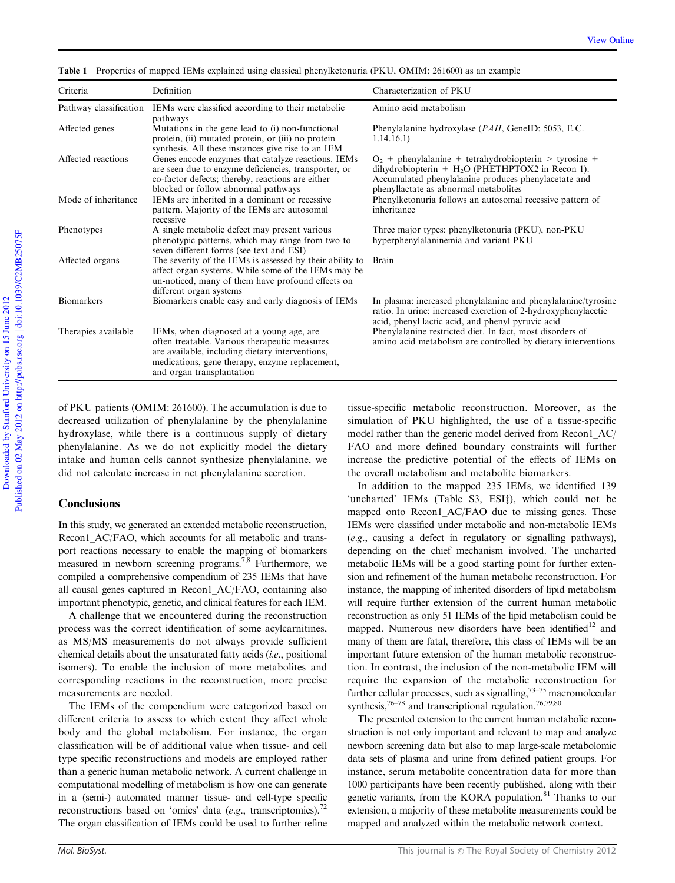**Table 1** Properties of mapped IEMs explained using classical phenylketonuria (PKU, OMIM: 261600) as an example

| Criteria | Definition | Characterization of PKU |
| --- | --- | --- |
| Pathway classification | IEMs were classified according to their metabolic pathways | Amino acid metabolism |
| Affected genes | Mutations in the gene lead to (i) non-functional protein, (ii) mutated protein, or (iii) no protein synthesis. All these instances give rise to an IEM | Phenylalanine hydroxylase (*PAH*, GeneID: 5053, E.C. 1.14.16.1) |
| Affected reactions | Genes encode enzymes that catalyze reactions. IEMs are seen due to enzyme deficiencies, transporter, or co-factor defects; thereby, reactions are either blocked or follow abnormal pathways | $O_2$ + phenylalanine + tetrahydrobiopterin > tyrosine + dihydrobiopterin + $H_2O$ (PHETHPTOX2 in Recon 1). Accumulated phenylalanine produces phenylacetate and phenyllactate as abnormal metabolites |
| Mode of inheritance | IEMs are inherited in a dominant or recessive pattern. Majority of the IEMs are autosomal recessive | Phenylketonuria follows an autosomal recessive pattern of inheritance |
| Phenotypes | A single metabolic defect may present various phenotypic patterns, which may range from two to seven different forms (see text and ESI) | Three major types: phenylketonuria (PKU), non-PKU hyperphenylalaninemia and variant PKU |
| Affected organs | The severity of the IEMs is assessed by their ability to affect organ systems. While some of the IEMs may be un-noticed, many of them have profound effects on different organ systems | Brain |
| Biomarkers | Biomarkers enable easy and early diagnosis of IEMs | In plasma: increased phenylalanine and phenylalanine/tyrosine ratio. In urine: increased excretion of 2-hydroxyphenylacetic acid, phenyl lactic acid, and phenyl pyruvic acid |
| Therapies available | IEMs, when diagnosed at a young age, are often treatable. Various therapeutic measures are available, including dietary interventions, medications, gene therapy, enzyme replacement, and organ transplantation | Phenylalanine restricted diet. In fact, most disorders of amino acid metabolism are controlled by dietary interventions |

of PKU patients (OMIM: 261600). The accumulation is due to decreased utilization of phenylalanine by the phenylalanine hydroxylase, while there is a continuous supply of dietary phenylalanine. As we do not explicitly model the dietary intake and human cells cannot synthesize phenylalanine, we did not calculate increase in net phenylalanine secretion.

## Conclusions

In this study, we generated an extended metabolic reconstruction, Recon1_AC/FAO, which accounts for all metabolic and transport reactions necessary to enable the mapping of biomarkers measured in newborn screening programs.[7,8] Furthermore, we compiled a comprehensive compendium of 235 IEMs that have all causal genes captured in Recon1_AC/FAO, containing also important phenotypic, genetic, and clinical features for each IEM.

A challenge that we encountered during the reconstruction process was the correct identification of some acylcarnitines, as MS/MS measurements do not always provide sufficient chemical details about the unsaturated fatty acids (*i.e.*, positional isomers). To enable the inclusion of more metabolites and corresponding reactions in the reconstruction, more precise measurements are needed.

The IEMs of the compendium were categorized based on different criteria to assess to which extent they affect whole body and the global metabolism. For instance, the organ classification will be of additional value when tissue- and cell type specific reconstructions and models are employed rather than a generic human metabolic network. A current challenge in computational modelling of metabolism is how one can generate in a (semi-) automated manner tissue- and cell-type specific reconstructions based on 'omics' data (*e.g.*, transcriptomics).[72] The organ classification of IEMs could be used to further refine tissue-specific metabolic reconstruction. Moreover, as the simulation of PKU highlighted, the use of a tissue-specific model rather than the generic model derived from Recon1_AC/FAO and more defined boundary constraints will further increase the predictive potential of the effects of IEMs on the overall metabolism and metabolite biomarkers.

In addition to the mapped 235 IEMs, we identified 139 'uncharted' IEMs (Table S3, ESI‡), which could not be mapped onto Recon1_AC/FAO due to missing genes. These IEMs were classified under metabolic and non-metabolic IEMs (*e.g.*, causing a defect in regulatory or signalling pathways), depending on the chief mechanism involved. The uncharted metabolic IEMs will be a good starting point for further extension and refinement of the human metabolic reconstruction. For instance, the mapping of inherited disorders of lipid metabolism will require further extension of the current human metabolic reconstruction as only 51 IEMs of the lipid metabolism could be mapped. Numerous new disorders have been identified[12] and many of them are fatal, therefore, this class of IEMs will be an important future extension of the human metabolic reconstruction. In contrast, the inclusion of the non-metabolic IEM will require the expansion of the metabolic reconstruction for further cellular processes, such as signalling,[73–75] macromolecular synthesis,[76–78] and transcriptional regulation.[76,79,80]

The presented extension to the current human metabolic reconstruction is not only important and relevant to map and analyze newborn screening data but also to map large-scale metabolomic data sets of plasma and urine from defined patient groups. For instance, serum metabolite concentration data for more than 1000 participants have been recently published, along with their genetic variants, from the KORA population.[81] Thanks to our extension, a majority of these metabolite measurements could be mapped and analyzed within the metabolic network context.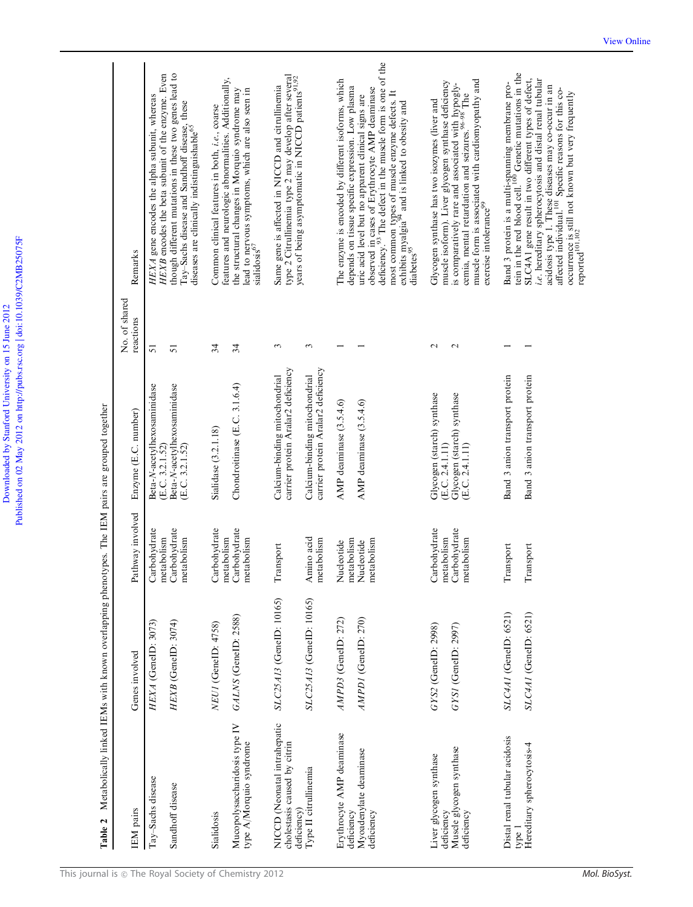**Table 2** Metabolically linked IEMs with known overlapping phenotypes. The IEM pairs are grouped together

| IEM pairs | Genes involved | Pathway involved | Enzyme (E.C. number) | No. of shared reactions | Remarks |
|---|---|---|---|---|---|
| Tay–Sachs disease | *HEXA* (GeneID: 3073) | Carbohydrate metabolism | Beta-*N*-acetylhexosaminidase (E.C. 3.2.1.52) | 51 | *HEXA* gene encodes the alpha subunit, whereas *HEXB* encodes the beta subunit of the enzyme. Even though different mutations in these two genes lead to Tay–Sachs disease and Sandhoff disease, these diseases are clinically indistinguishable[65] |
| Sandhoff disease | *HEXB* (GeneID: 3074) | Carbohydrate metabolism | Beta-*N*-acetylhexosaminidase (E.C. 3.2.1.52) | 51 | |
| Sialidosis | *NEU1* (GeneID: 4758) | Carbohydrate metabolism | Sialidase (3.2.1.18) | 34 | Common clinical features in both, *i.e.*, coarse features and neurologic abnormalities. Additionally, the structural changes in Morquio syndrome may lead to nervous symptoms, which are also seen in sialidosis[67] |
| Mucopolysaccharidosis type IV type A/Morquio syndrome | *GALNS* (GeneID: 2588) | Carbohydrate metabolism | Chondroitinase (E.C. 3.1.6.4) | 34 | |
| NICCD (Neonatal intrahepatic cholestasis caused by citrin deficiency) | *SLC25A13* (GeneID: 10165) | Transport | Calcium-binding mitochondrial carrier protein Aralar2 deficiency | 3 | Same gene is affected in NICCD and citrullinemia type 2 Citrullinemia type 2 may develop after several years of being asymptomatic in NICCD patients[91,92] |
| Type II citrullinemia | *SLC25A13* (GeneID: 10165) | Amino acid metabolism | Calcium-binding mitochondrial carrier protein Aralar2 deficiency | 3 | |
| Erythrocyte AMP deaminase deficiency | *AMPD3* (GeneID: 272) | Nucleotide metabolism | AMP deaminase (3.5.4.6) | 1 | The enzyme is encoded by different isoforms, which depends on tissue specific expression. Low plasma uric acid level but no apparent clinical signs are observed in cases of Erythrocyte AMP deaminase deficiency.[93] The defect in the muscle form is one of the most common types of muscle enzyme defects. It exhibits myalgia[94] and is linked to obesity and diabetes[95] |
| Myoadenylate deaminase deficiency | *AMPD1* (GeneID: 270) | Nucleotide metabolism | AMP deaminase (3.5.4.6) | 1 | |
| Liver glycogen synthase deficiency | *GYS2* (GeneID: 2998) | Carbohydrate metabolism | Glycogen (starch) synthase (E.C. 2.4.1.11) | 2 | Glycogen synthase has two isozymes (liver and muscle isoform). Liver glycogen synthase deficiency is comparatively rare and associated with hypoglycemia, mental retardation and seizures.[96–98] The muscle form is associated with cardiomyopathy and exercise intolerance[99] |
| Muscle glycogen synthase deficiency | *GYS1* (GeneID: 2997) | Carbohydrate metabolism | Glycogen (starch) synthase (E.C. 2.4.1.11) | 2 | |
| Distal renal tubular acidosis type 1 | *SLC4A1* (GeneID: 6521) | Transport | Band 3 anion transport protein | 1 | Band 3 protein is a multi-spanning membrane protein in the red blood cell.[100] Genetic mutations in the SLC4A1 gene result in two different types of defect, *i.e.* hereditary spherocytosis and distal renal tubular acidosis type 1. These diseases may co-occur in an affected individual.[101] Specific reasons for this co-occurrence is still not known but very frequently reported[101,102] |
| Hereditary spherocytosis-4 | *SLC4A1* (GeneID: 6521) | Transport | Band 3 anion transport protein | 1 | |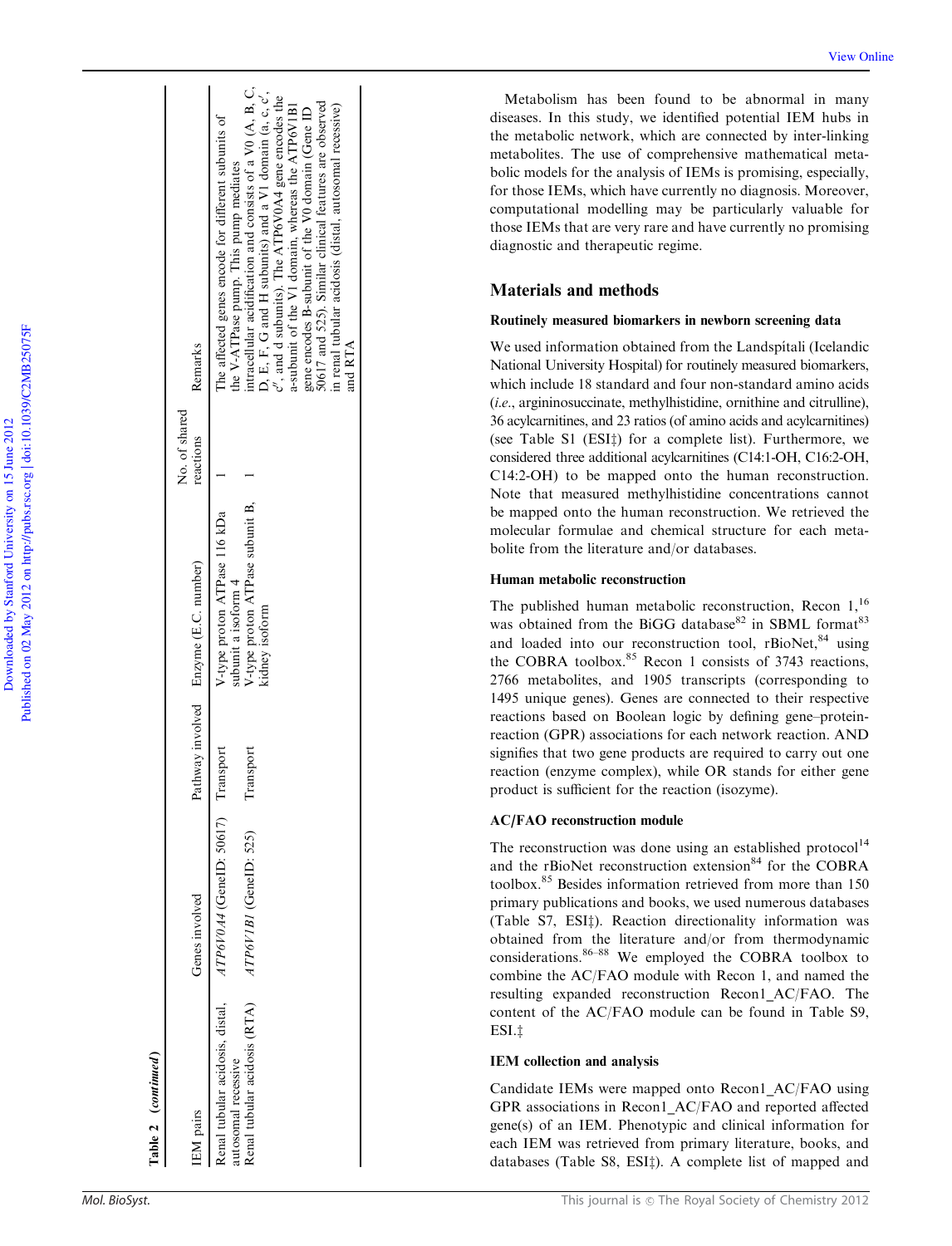**Table 2** (*continued*)

| IEM pairs | Genes involved | Pathway involved | Enzyme (E.C. number) | No. of shared reactions | Remarks |
|---|---|---|---|---|---|
| Renal tubular acidosis, distal, autosomal recessive | *ATP6V0A4* (GeneID: 50617) | Transport | V-type proton ATPase 116 kDa subunit a isoform 4 | 1 | The affected genes encode for different subunits of the V-ATPase pump. This pump mediates intracellular acidification and consists of a V0 (A, B, C, D, E, F, G and H subunits) and a V1 domain (a, c, c′, c″, and d subunits). The ATP6V0A4 gene encodes the a-subunit of the V1 domain, whereas the ATP6V1B1 gene encodes B-subunit of the V0 domain (Gene ID 50617 and 525). Similar clinical features are observed in renal tubular acidosis (distal, autosomal recessive) and RTA |
| Renal tubular acidosis (RTA) | *ATP6V1B1* (GeneID: 525) | Transport | V-type proton ATPase subunit B, kidney isoform | 1 | |

Metabolism has been found to be abnormal in many diseases. In this study, we identified potential IEM hubs in the metabolic network, which are connected by inter-linking metabolites. The use of comprehensive mathematical metabolic models for the analysis of IEMs is promising, especially, for those IEMs, which have currently no diagnosis. Moreover, computational modelling may be particularly valuable for those IEMs that are very rare and have currently no promising diagnostic and therapeutic regime.

## Materials and methods

### Routinely measured biomarkers in newborn screening data

We used information obtained from the Landspítali (Icelandic National University Hospital) for routinely measured biomarkers, which include 18 standard and four non-standard amino acids (*i.e.*, argininosuccinate, methylhistidine, ornithine and citrulline), 36 acylcarnitines, and 23 ratios (of amino acids and acylcarnitines) (see Table S1 (ESI‡) for a complete list). Furthermore, we considered three additional acylcarnitines (C14:1-OH, C16:2-OH, C14:2-OH) to be mapped onto the human reconstruction. Note that measured methylhistidine concentrations cannot be mapped onto the human reconstruction. We retrieved the molecular formulae and chemical structure for each metabolite from the literature and/or databases.

### Human metabolic reconstruction

The published human metabolic reconstruction, Recon 1,[16] was obtained from the BiGG database[82] in SBML format[83] and loaded into our reconstruction tool, rBioNet,[84] using the COBRA toolbox.[85] Recon 1 consists of 3743 reactions, 2766 metabolites, and 1905 transcripts (corresponding to 1495 unique genes). Genes are connected to their respective reactions based on Boolean logic by defining gene–protein-reaction (GPR) associations for each network reaction. AND signifies that two gene products are required to carry out one reaction (enzyme complex), while OR stands for either gene product is sufficient for the reaction (isozyme).

### AC/FAO reconstruction module

The reconstruction was done using an established protocol[14] and the rBioNet reconstruction extension[84] for the COBRA toolbox.[85] Besides information retrieved from more than 150 primary publications and books, we used numerous databases (Table S7, ESI‡). Reaction directionality information was obtained from the literature and/or from thermodynamic considerations.[86–88] We employed the COBRA toolbox to combine the AC/FAO module with Recon 1, and named the resulting expanded reconstruction Recon1_AC/FAO. The content of the AC/FAO module can be found in Table S9, ESI.‡

### IEM collection and analysis

Candidate IEMs were mapped onto Recon1_AC/FAO using GPR associations in Recon1_AC/FAO and reported affected gene(s) of an IEM. Phenotypic and clinical information for each IEM was retrieved from primary literature, books, and databases (Table S8, ESI‡). A complete list of mapped and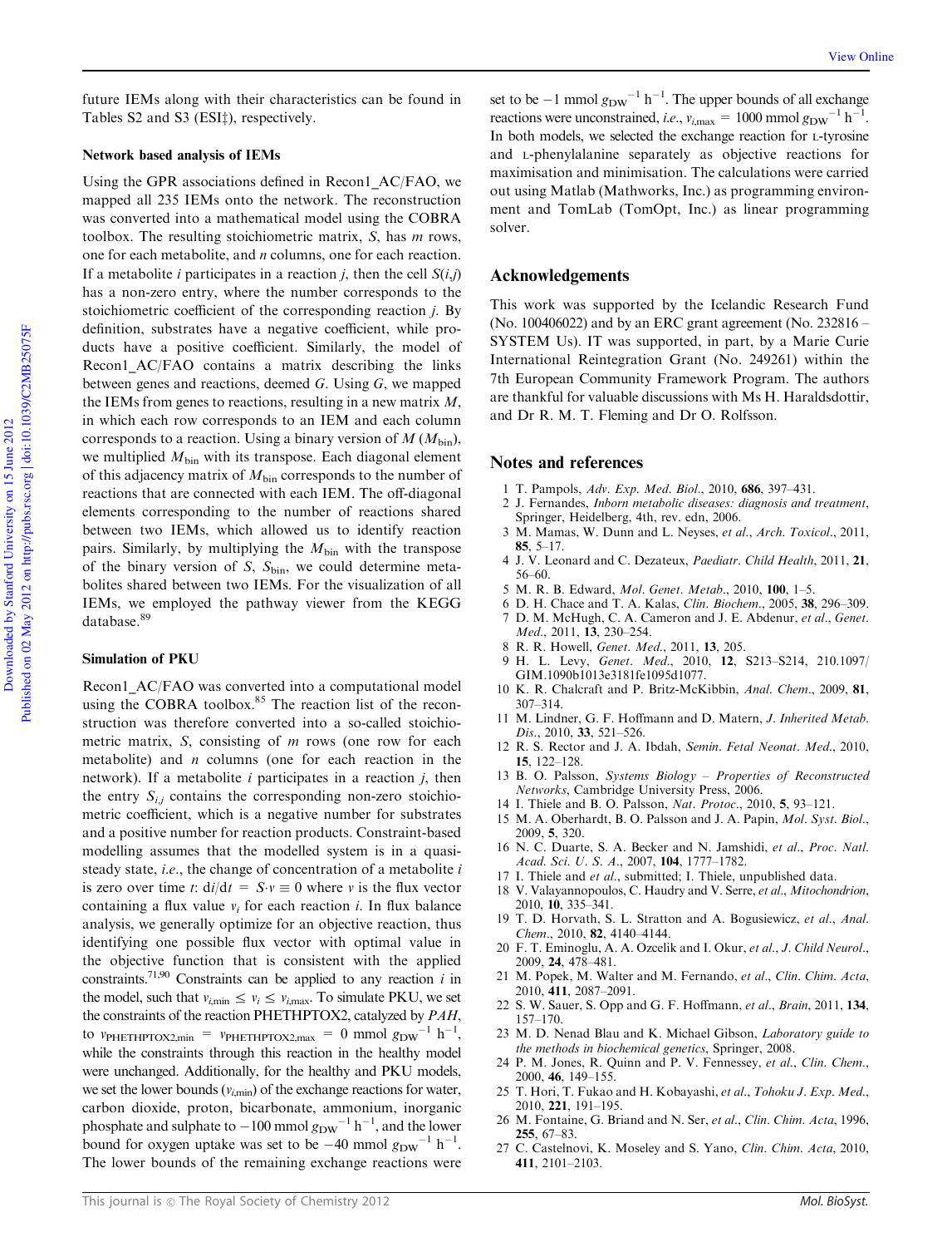future IEMs along with their characteristics can be found in Tables S2 and S3 (ESI‡), respectively.

### Network based analysis of IEMs

Using the GPR associations defined in Recon1_AC/FAO, we mapped all 235 IEMs onto the network. The reconstruction was converted into a mathematical model using the COBRA toolbox. The resulting stoichiometric matrix, $S$, has $m$ rows, one for each metabolite, and $n$ columns, one for each reaction. If a metabolite $i$ participates in a reaction $j$, then the cell $S(i,j)$ has a non-zero entry, where the number corresponds to the stoichiometric coefficient of the corresponding reaction $j$. By definition, substrates have a negative coefficient, while products have a positive coefficient. Similarly, the model of Recon1_AC/FAO contains a matrix describing the links between genes and reactions, deemed $G$. Using $G$, we mapped the IEMs from genes to reactions, resulting in a new matrix $M$, in which each row corresponds to an IEM and each column corresponds to a reaction. Using a binary version of $M$ ($M_{\text{bin}}$), we multiplied $M_{\text{bin}}$ with its transpose. Each diagonal element of this adjacency matrix of $M_{\text{bin}}$ corresponds to the number of reactions that are connected with each IEM. The off-diagonal elements corresponding to the number of reactions shared between two IEMs, which allowed us to identify reaction pairs. Similarly, by multiplying the $M_{\text{bin}}$ with the transpose of the binary version of $S$, $S_{\text{bin}}$, we could determine metabolites shared between two IEMs. For the visualization of all IEMs, we employed the pathway viewer from the KEGG database.[89]

### Simulation of PKU

Recon1_AC/FAO was converted into a computational model using the COBRA toolbox.[85] The reaction list of the reconstruction was therefore converted into a so-called stoichiometric matrix, $S$, consisting of $m$ rows (one row for each metabolite) and $n$ columns (one for each reaction in the network). If a metabolite $i$ participates in a reaction $j$, then the entry $S_{i,j}$ contains the corresponding non-zero stoichiometric coefficient, which is a negative number for substrates and a positive number for reaction products. Constraint-based modelling assumes that the modelled system is in a quasi-steady state, *i.e.*, the change of concentration of a metabolite $i$ is zero over time $t$: $\mathrm{d}i/\mathrm{d}t = S \cdot v \equiv 0$ where $v$ is the flux vector containing a flux value $v_i$ for each reaction $i$. In flux balance analysis, we generally optimize for an objective reaction, thus identifying one possible flux vector with optimal value in the objective function that is consistent with the applied constraints.[71,90] Constraints can be applied to any reaction $i$ in the model, such that $v_{i,\min} \leq v_i \leq v_{i,\max}$. To simulate PKU, we set the constraints of the reaction PHETHPTOX2, catalyzed by *PAH*, to $v_{\text{PHETHPTOX2,min}} = v_{\text{PHETHPTOX2,max}} = 0$ mmol $g_{\text{DW}}^{-1}$ h$^{-1}$, while the constraints through this reaction in the healthy model were unchanged. Additionally, for the healthy and PKU models, we set the lower bounds ($v_{i,\min}$) of the exchange reactions for water, carbon dioxide, proton, bicarbonate, ammonium, inorganic phosphate and sulphate to $-100$ mmol $g_{\text{DW}}^{-1}$ h$^{-1}$, and the lower bound for oxygen uptake was set to be $-40$ mmol $g_{\text{DW}}^{-1}$ h$^{-1}$. The lower bounds of the remaining exchange reactions were set to be $-1$ mmol $g_{\text{DW}}^{-1}$ h$^{-1}$. The upper bounds of all exchange reactions were unconstrained, *i.e.*, $v_{i,\max} = 1000$ mmol $g_{\text{DW}}^{-1}$ h$^{-1}$. In both models, we selected the exchange reaction for L-tyrosine and L-phenylalanine separately as objective reactions for maximisation and minimisation. The calculations were carried out using Matlab (Mathworks, Inc.) as programming environment and TomLab (TomOpt, Inc.) as linear programming solver.

## Acknowledgements

This work was supported by the Icelandic Research Fund (No. 100406022) and by an ERC grant agreement (No. 232816 – SYSTEM Us). IT was supported, in part, by a Marie Curie International Reintegration Grant (No. 249261) within the 7th European Community Framework Program. The authors are thankful for valuable discussions with Ms H. Haraldsdottir, and Dr R. M. T. Fleming and Dr O. Rolfsson.

## Notes and references

1. T. Pampols, *Adv. Exp. Med. Biol.*, 2010, **686**, 397–431.
2. J. Fernandes, *Inborn metabolic diseases: diagnosis and treatment*, Springer, Heidelberg, 4th, rev. edn, 2006.
3. M. Mamas, W. Dunn and L. Neyses, *et al.*, *Arch. Toxicol.*, 2011, **85**, 5–17.
4. J. V. Leonard and C. Dezateux, *Paediatr. Child Health*, 2011, **21**, 56–60.
5. M. R. B. Edward, *Mol. Genet. Metab.*, 2010, **100**, 1–5.
6. D. H. Chace and T. A. Kalas, *Clin. Biochem.*, 2005, **38**, 296–309.
7. D. M. McHugh, C. A. Cameron and J. E. Abdenur, *et al.*, *Genet. Med.*, 2011, **13**, 230–254.
8. R. R. Howell, *Genet. Med.*, 2011, **13**, 205.
9. H. L. Levy, *Genet. Med.*, 2010, **12**, S213–S214, 210.1097/GIM.1090b1013e3181fe1095d1077.
10. K. R. Chalcraft and P. Britz-McKibbin, *Anal. Chem.*, 2009, **81**, 307–314.
11. M. Lindner, G. F. Hoffmann and D. Matern, *J. Inherited Metab. Dis.*, 2010, **33**, 521–526.
12. R. S. Rector and J. A. Ibdah, *Semin. Fetal Neonat. Med.*, 2010, **15**, 122–128.
13. B. O. Palsson, *Systems Biology – Properties of Reconstructed Networks*, Cambridge University Press, 2006.
14. I. Thiele and B. O. Palsson, *Nat. Protoc.*, 2010, **5**, 93–121.
15. M. A. Oberhardt, B. O. Palsson and J. A. Papin, *Mol. Syst. Biol.*, 2009, **5**, 320.
16. N. C. Duarte, S. A. Becker and N. Jamshidi, *et al.*, *Proc. Natl. Acad. Sci. U. S. A.*, 2007, **104**, 1777–1782.
17. I. Thiele and *et al.*, submitted; I. Thiele, unpublished data.
18. V. Valayannopoulos, C. Haudry and V. Serre, *et al.*, *Mitochondrion*, 2010, **10**, 335–341.
19. T. D. Horvath, S. L. Stratton and A. Bogusiewicz, *et al.*, *Anal. Chem.*, 2010, **82**, 4140–4144.
20. F. T. Eminoglu, A. A. Ozcelik and I. Okur, *et al.*, *J. Child Neurol.*, 2009, **24**, 478–481.
21. M. Popek, M. Walter and M. Fernando, *et al.*, *Clin. Chim. Acta*, 2010, **411**, 2087–2091.
22. S. W. Sauer, S. Opp and G. F. Hoffmann, *et al.*, *Brain*, 2011, **134**, 157–170.
23. M. D. Nenad Blau and K. Michael Gibson, *Laboratory guide to the methods in biochemical genetics*, Springer, 2008.
24. P. M. Jones, R. Quinn and P. V. Fennessey, *et al.*, *Clin. Chem.*, 2000, **46**, 149–155.
25. T. Hori, T. Fukao and H. Kobayashi, *et al.*, *Tohoku J. Exp. Med.*, 2010, **221**, 191–195.
26. M. Fontaine, G. Briand and N. Ser, *et al.*, *Clin. Chim. Acta*, 1996, **255**, 67–83.
27. C. Castelnovi, K. Moseley and S. Yano, *Clin. Chim. Acta*, 2010, **411**, 2101–2103.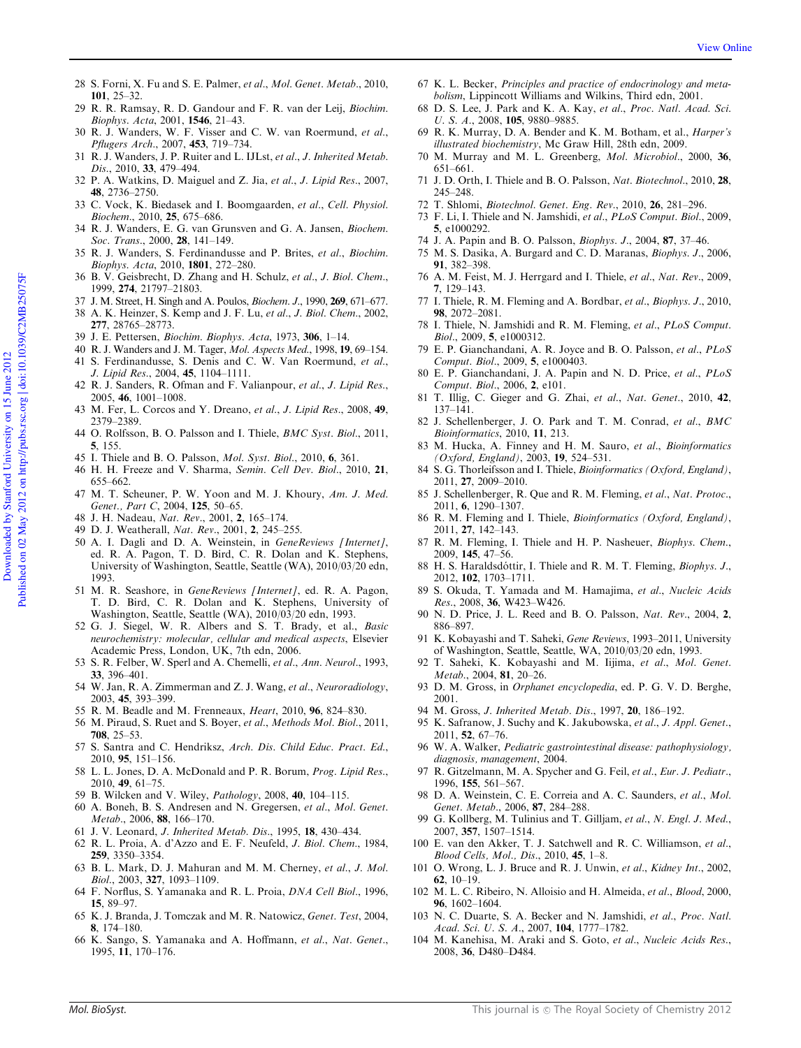28 S. Forni, X. Fu and S. E. Palmer, *et al.*, *Mol. Genet. Metab.*, 2010, **101**, 25–32.
29 R. R. Ramsay, R. D. Gandour and F. R. van der Leij, *Biochim. Biophys. Acta*, 2001, **1546**, 21–43.
30 R. J. Wanders, W. F. Visser and C. W. van Roermund, *et al.*, *Pflugers Arch.*, 2007, **453**, 719–734.
31 R. J. Wanders, J. P. Ruiter and L. IJLst, *et al.*, *J. Inherited Metab. Dis.*, 2010, **33**, 479–494.
32 P. A. Watkins, D. Maiguel and Z. Jia, *et al.*, *J. Lipid Res.*, 2007, **48**, 2736–2750.
33 C. Vock, K. Biedasek and I. Boomgaarden, *et al.*, *Cell. Physiol. Biochem.*, 2010, **25**, 675–686.
34 R. J. Wanders, E. G. van Grunsven and G. A. Jansen, *Biochem. Soc. Trans.*, 2000, **28**, 141–149.
35 R. J. Wanders, S. Ferdinandusse and P. Brites, *et al.*, *Biochim. Biophys. Acta*, 2010, **1801**, 272–280.
36 B. V. Geisbrecht, D. Zhang and H. Schulz, *et al.*, *J. Biol. Chem.*, 1999, **274**, 21797–21803.
37 J. M. Street, H. Singh and A. Poulos, *Biochem. J.*, 1990, **269**, 671–677.
38 A. K. Heinzer, S. Kemp and J. F. Lu, *et al.*, *J. Biol. Chem.*, 2002, **277**, 28765–28773.
39 J. E. Pettersen, *Biochim. Biophys. Acta*, 1973, **306**, 1–14.
40 R. J. Wanders and J. M. Tager, *Mol. Aspects Med.*, 1998, **19**, 69–154.
41 S. Ferdinandusse, S. Denis and C. W. Van Roermund, *et al.*, *J. Lipid Res.*, 2004, **45**, 1104–1111.
42 R. J. Sanders, R. Ofman and F. Valianpour, *et al.*, *J. Lipid Res.*, 2005, **46**, 1001–1008.
43 M. Fer, L. Corcos and Y. Dreano, *et al.*, *J. Lipid Res.*, 2008, **49**, 2379–2389.
44 O. Rolfsson, B. O. Palsson and I. Thiele, *BMC Syst. Biol.*, 2011, **5**, 155.
45 I. Thiele and B. O. Palsson, *Mol. Syst. Biol.*, 2010, **6**, 361.
46 H. H. Freeze and V. Sharma, *Semin. Cell Dev. Biol.*, 2010, **21**, 655–662.
47 M. T. Scheuner, P. W. Yoon and M. J. Khoury, *Am. J. Med. Genet., Part C*, 2004, **125**, 50–65.
48 J. H. Nadeau, *Nat. Rev.*, 2001, **2**, 165–174.
49 D. J. Weatherall, *Nat. Rev.*, 2001, **2**, 245–255.
50 A. I. Dagli and D. A. Weinstein, in *GeneReviews [Internet]*, ed. R. A. Pagon, T. D. Bird, C. R. Dolan and K. Stephens, University of Washington, Seattle, Seattle (WA), 2010/03/20 edn, 1993.
51 M. R. Seashore, in *GeneReviews [Internet]*, ed. R. A. Pagon, T. D. Bird, C. R. Dolan and K. Stephens, University of Washington, Seattle, Seattle (WA), 2010/03/20 edn, 1993.
52 G. J. Siegel, W. R. Albers and S. T. Brady, *et al.*, *Basic neurochemistry: molecular, cellular and medical aspects*, Elsevier Academic Press, London, UK, 7th edn, 2006.
53 S. R. Felber, W. Sperl and A. Chemelli, *et al.*, *Ann. Neurol.*, 1993, **33**, 396–401.
54 W. Jan, R. A. Zimmerman and Z. J. Wang, *et al.*, *Neuroradiology*, 2003, **45**, 393–399.
55 R. M. Beadle and M. Frenneaux, *Heart*, 2010, **96**, 824–830.
56 M. Piraud, S. Ruet and S. Boyer, *et al.*, *Methods Mol. Biol.*, 2011, **708**, 25–53.
57 S. Santra and C. Hendriksz, *Arch. Dis. Child Educ. Pract. Ed.*, 2010, **95**, 151–156.
58 L. L. Jones, D. A. McDonald and P. R. Borum, *Prog. Lipid Res.*, 2010, **49**, 61–75.
59 B. Wilcken and V. Wiley, *Pathology*, 2008, **40**, 104–115.
60 A. Boneh, B. S. Andresen and N. Gregersen, *et al.*, *Mol. Genet. Metab.*, 2006, **88**, 166–170.
61 J. V. Leonard, *J. Inherited Metab. Dis.*, 1995, **18**, 430–434.
62 R. L. Proia, A. d'Azzo and E. F. Neufeld, *J. Biol. Chem.*, 1984, **259**, 3350–3354.
63 B. L. Mark, D. J. Mahuran and M. M. Cherney, *et al.*, *J. Mol. Biol.*, 2003, **327**, 1093–1109.
64 F. Norflus, S. Yamanaka and R. L. Proia, *DNA Cell Biol.*, 1996, **15**, 89–97.
65 K. J. Branda, J. Tomczak and M. R. Natowicz, *Genet. Test*, 2004, **8**, 174–180.
66 K. Sango, S. Yamanaka and A. Hoffmann, *et al.*, *Nat. Genet.*, 1995, **11**, 170–176.
67 K. L. Becker, *Principles and practice of endocrinology and metabolism*, Lippincott Williams and Wilkins, Third edn, 2001.
68 D. S. Lee, J. Park and K. A. Kay, *et al.*, *Proc. Natl. Acad. Sci. U. S. A.*, 2008, **105**, 9880–9885.
69 R. K. Murray, D. A. Bender and K. M. Botham, et al., *Harper's illustrated biochemistry*, Mc Graw Hill, 28th edn, 2009.
70 M. Murray and M. L. Greenberg, *Mol. Microbiol.*, 2000, **36**, 651–661.
71 J. D. Orth, I. Thiele and B. O. Palsson, *Nat. Biotechnol.*, 2010, **28**, 245–248.
72 T. Shlomi, *Biotechnol. Genet. Eng. Rev.*, 2010, **26**, 281–296.
73 F. Li, I. Thiele and N. Jamshidi, *et al.*, *PLoS Comput. Biol.*, 2009, **5**, e1000292.
74 J. A. Papin and B. O. Palsson, *Biophys. J.*, 2004, **87**, 37–46.
75 M. S. Dasika, A. Burgard and C. D. Maranas, *Biophys. J.*, 2006, **91**, 382–398.
76 A. M. Feist, M. J. Herrgard and I. Thiele, *et al.*, *Nat. Rev.*, 2009, **7**, 129–143.
77 I. Thiele, R. M. Fleming and A. Bordbar, *et al.*, *Biophys. J.*, 2010, **98**, 2072–2081.
78 I. Thiele, N. Jamshidi and R. M. Fleming, *et al.*, *PLoS Comput. Biol.*, 2009, **5**, e1000312.
79 E. P. Gianchandani, A. R. Joyce and B. O. Palsson, *et al.*, *PLoS Comput. Biol.*, 2009, **5**, e1000403.
80 E. P. Gianchandani, J. A. Papin and N. D. Price, *et al.*, *PLoS Comput. Biol.*, 2006, **2**, e101.
81 T. Illig, C. Gieger and G. Zhai, *et al.*, *Nat. Genet.*, 2010, **42**, 137–141.
82 J. Schellenberger, J. O. Park and T. M. Conrad, *et al.*, *BMC Bioinformatics*, 2010, **11**, 213.
83 M. Hucka, A. Finney and H. M. Sauro, *et al.*, *Bioinformatics (Oxford, England)*, 2003, **19**, 524–531.
84 S. G. Thorleifsson and I. Thiele, *Bioinformatics (Oxford, England)*, 2011, **27**, 2009–2010.
85 J. Schellenberger, R. Que and R. M. Fleming, *et al.*, *Nat. Protoc.*, 2011, **6**, 1290–1307.
86 R. M. Fleming and I. Thiele, *Bioinformatics (Oxford, England)*, 2011, **27**, 142–143.
87 R. M. Fleming, I. Thiele and H. P. Nasheuer, *Biophys. Chem.*, 2009, **145**, 47–56.
88 H. S. Haraldsdóttir, I. Thiele and R. M. T. Fleming, *Biophys. J.*, 2012, **102**, 1703–1711.
89 S. Okuda, T. Yamada and M. Hamajima, *et al.*, *Nucleic Acids Res.*, 2008, **36**, W423–W426.
90 N. D. Price, J. L. Reed and B. O. Palsson, *Nat. Rev.*, 2004, **2**, 886–897.
91 K. Kobayashi and T. Saheki, *Gene Reviews*, 1993–2011, University of Washington, Seattle, Seattle, WA, 2010/03/20 edn, 1993.
92 T. Saheki, K. Kobayashi and M. Iijima, *et al.*, *Mol. Genet. Metab.*, 2004, **81**, 20–26.
93 D. M. Gross, in *Orphanet encyclopedia*, ed. P. G. V. D. Berghe, 2001.
94 M. Gross, *J. Inherited Metab. Dis.*, 1997, **20**, 186–192.
95 K. Safranow, J. Suchy and K. Jakubowska, *et al.*, *J. Appl. Genet.*, 2011, **52**, 67–76.
96 W. A. Walker, *Pediatric gastrointestinal disease: pathophysiology, diagnosis, management*, 2004.
97 R. Gitzelmann, M. A. Spycher and G. Feil, *et al.*, *Eur. J. Pediatr.*, 1996, **155**, 561–567.
98 D. A. Weinstein, C. E. Correia and A. C. Saunders, *et al.*, *Mol. Genet. Metab.*, 2006, **87**, 284–288.
99 G. Kollberg, M. Tulinius and T. Gilljam, *et al.*, *N. Engl. J. Med.*, 2007, **357**, 1507–1514.
100 E. van den Akker, T. J. Satchwell and R. C. Williamson, *et al.*, *Blood Cells, Mol., Dis.*, 2010, **45**, 1–8.
101 O. Wrong, L. J. Bruce and R. J. Unwin, *et al.*, *Kidney Int.*, 2002, **62**, 10–19.
102 M. L. C. Ribeiro, N. Alloisio and H. Almeida, *et al.*, *Blood*, 2000, **96**, 1602–1604.
103 N. C. Duarte, S. A. Becker and N. Jamshidi, *et al.*, *Proc. Natl. Acad. Sci. U. S. A.*, 2007, **104**, 1777–1782.
104 M. Kanehisa, M. Araki and S. Goto, *et al.*, *Nucleic Acids Res.*, 2008, **36**, D480–D484.